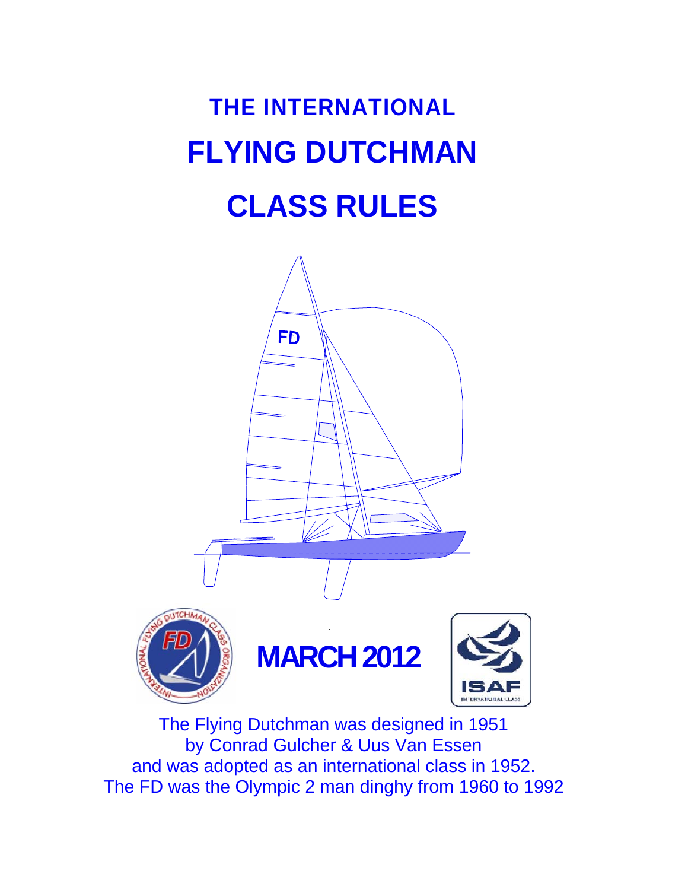# THE INTERNATIONAL

# FLYING DUTCHMAN

# CLASS RULES

**MARCH 2012**

The Flying Dutchman was designed in 1951
by Conrad Gulcher & Uus Van Essen
and was adopted as an international class in 1952.
The FD was the Olympic 2 man dinghy from 1960 to 1992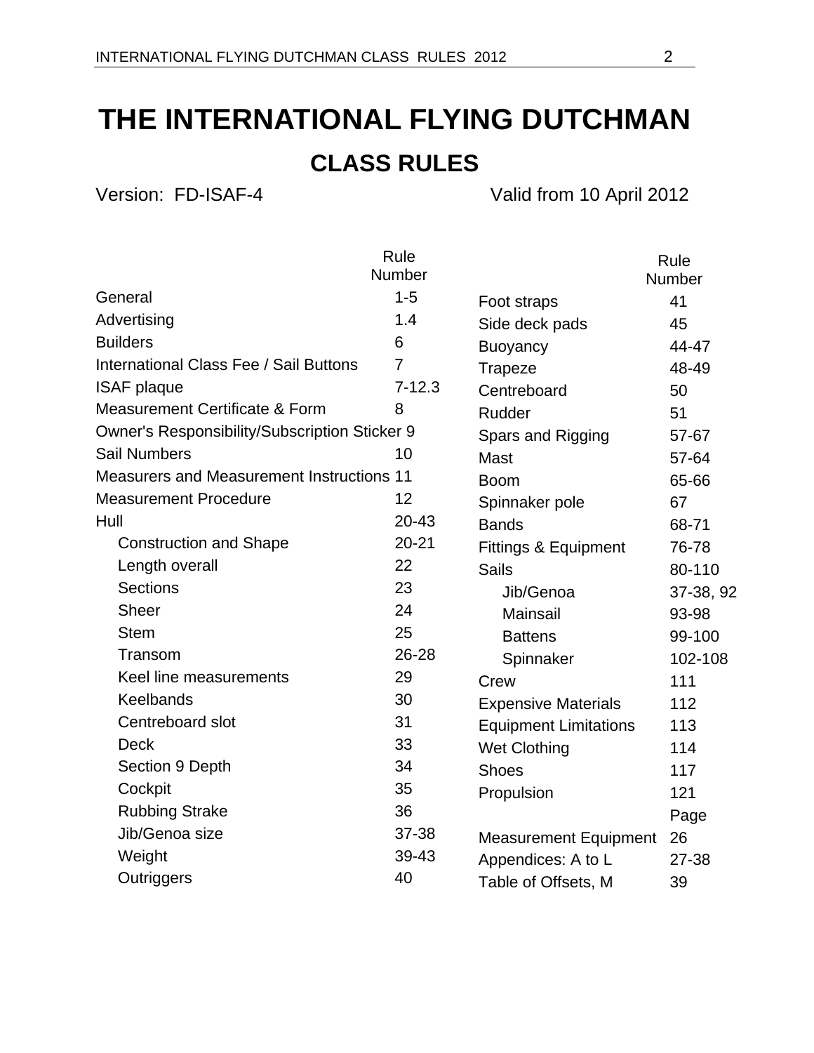# THE INTERNATIONAL FLYING DUTCHMAN

## CLASS RULES

Version: FD-ISAF-4 Valid from 10 April 2012

| | Rule Number |
|---|---|
| General | 1-5 |
| Advertising | 1.4 |
| Builders | 6 |
| International Class Fee / Sail Buttons | 7 |
| ISAF plaque | 7-12.3 |
| Measurement Certificate & Form | 8 |
| Owner's Responsibility/Subscription Sticker | 9 |
| Sail Numbers | 10 |
| Measurers and Measurement Instructions | 11 |
| Measurement Procedure | 12 |
| Hull | 20-43 |
| Construction and Shape | 20-21 |
| Length overall | 22 |
| Sections | 23 |
| Sheer | 24 |
| Stem | 25 |
| Transom | 26-28 |
| Keel line measurements | 29 |
| Keelbands | 30 |
| Centreboard slot | 31 |
| Deck | 33 |
| Section 9 Depth | 34 |
| Cockpit | 35 |
| Rubbing Strake | 36 |
| Jib/Genoa size | 37-38 |
| Weight | 39-43 |
| Outriggers | 40 |

| | Rule Number |
|---|---|
| Foot straps | 41 |
| Side deck pads | 45 |
| Buoyancy | 44-47 |
| Trapeze | 48-49 |
| Centreboard | 50 |
| Rudder | 51 |
| Spars and Rigging | 57-67 |
| Mast | 57-64 |
| Boom | 65-66 |
| Spinnaker pole | 67 |
| Bands | 68-71 |
| Fittings & Equipment | 76-78 |
| Sails | 80-110 |
| Jib/Genoa | 37-38, 92 |
| Mainsail | 93-98 |
| Battens | 99-100 |
| Spinnaker | 102-108 |
| Crew | 111 |
| Expensive Materials | 112 |
| Equipment Limitations | 113 |
| Wet Clothing | 114 |
| Shoes | 117 |
| Propulsion | 121 |
| | Page |
| Measurement Equipment | 26 |
| Appendices: A to L | 27-38 |
| Table of Offsets, M | 39 |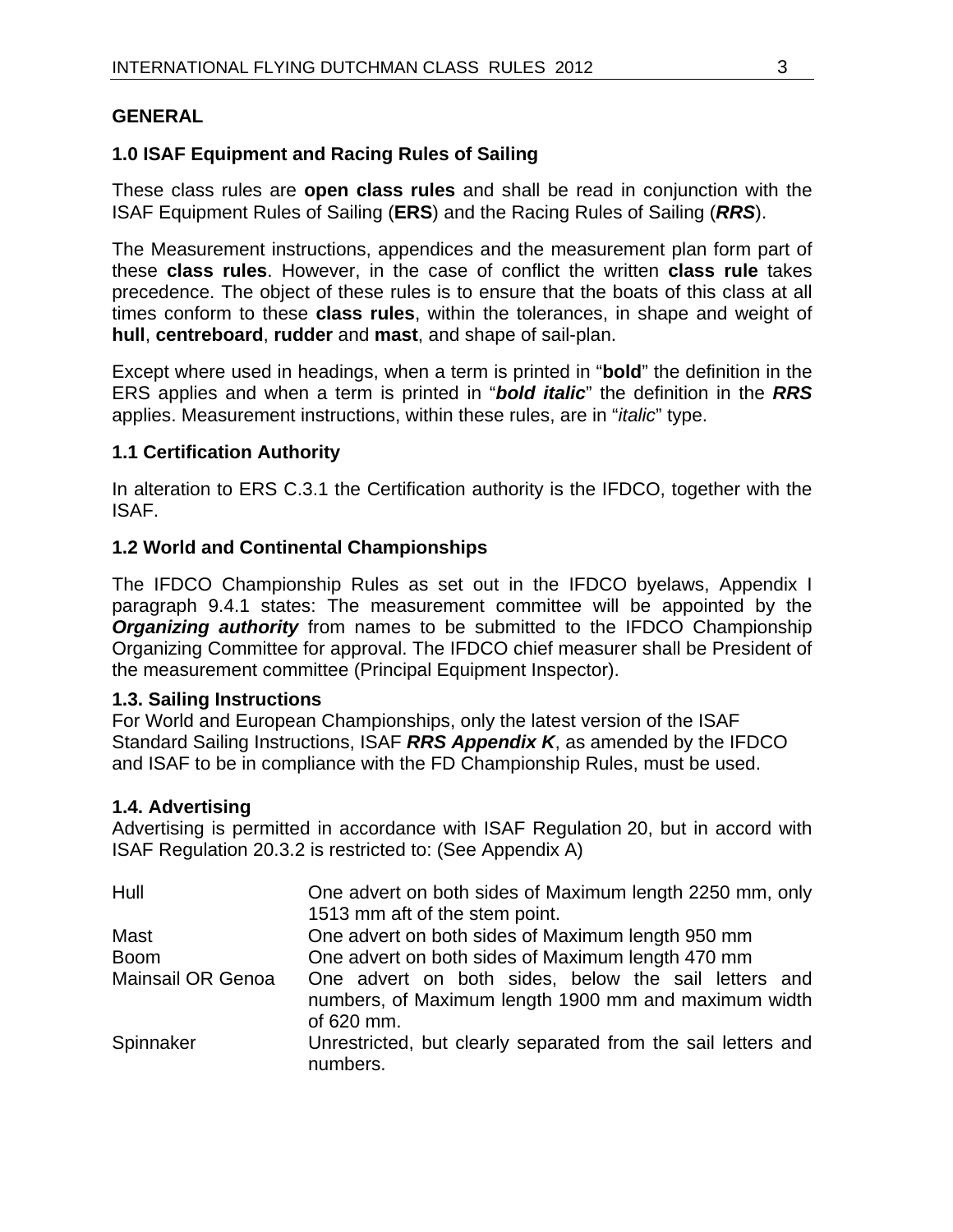## GENERAL

### 1.0 ISAF Equipment and Racing Rules of Sailing

These class rules are **open class rules** and shall be read in conjunction with the ISAF Equipment Rules of Sailing (**ERS**) and the Racing Rules of Sailing (***RRS***).

The Measurement instructions, appendices and the measurement plan form part of these **class rules**. However, in the case of conflict the written **class rule** takes precedence. The object of these rules is to ensure that the boats of this class at all times conform to these **class rules**, within the tolerances, in shape and weight of **hull**, **centreboard**, **rudder** and **mast**, and shape of sail-plan.

Except where used in headings, when a term is printed in "**bold**" the definition in the ERS applies and when a term is printed in "***bold italic***" the definition in the ***RRS*** applies. Measurement instructions, within these rules, are in "*italic*" type.

### 1.1 Certification Authority

In alteration to ERS C.3.1 the Certification authority is the IFDCO, together with the ISAF.

### 1.2 World and Continental Championships

The IFDCO Championship Rules as set out in the IFDCO byelaws, Appendix I paragraph 9.4.1 states: The measurement committee will be appointed by the ***Organizing authority*** from names to be submitted to the IFDCO Championship Organizing Committee for approval. The IFDCO chief measurer shall be President of the measurement committee (Principal Equipment Inspector).

### 1.3. Sailing Instructions

For World and European Championships, only the latest version of the ISAF Standard Sailing Instructions, ISAF ***RRS Appendix K***, as amended by the IFDCO and ISAF to be in compliance with the FD Championship Rules, must be used.

### 1.4. Advertising

Advertising is permitted in accordance with ISAF Regulation 20, but in accord with ISAF Regulation 20.3.2 is restricted to: (See Appendix A)

| | |
|---|---|
| Hull | One advert on both sides of Maximum length 2250 mm, only 1513 mm aft of the stem point. |
| Mast | One advert on both sides of Maximum length 950 mm |
| Boom | One advert on both sides of Maximum length 470 mm |
| Mainsail OR Genoa | One advert on both sides, below the sail letters and numbers, of Maximum length 1900 mm and maximum width of 620 mm. |
| Spinnaker | Unrestricted, but clearly separated from the sail letters and numbers. |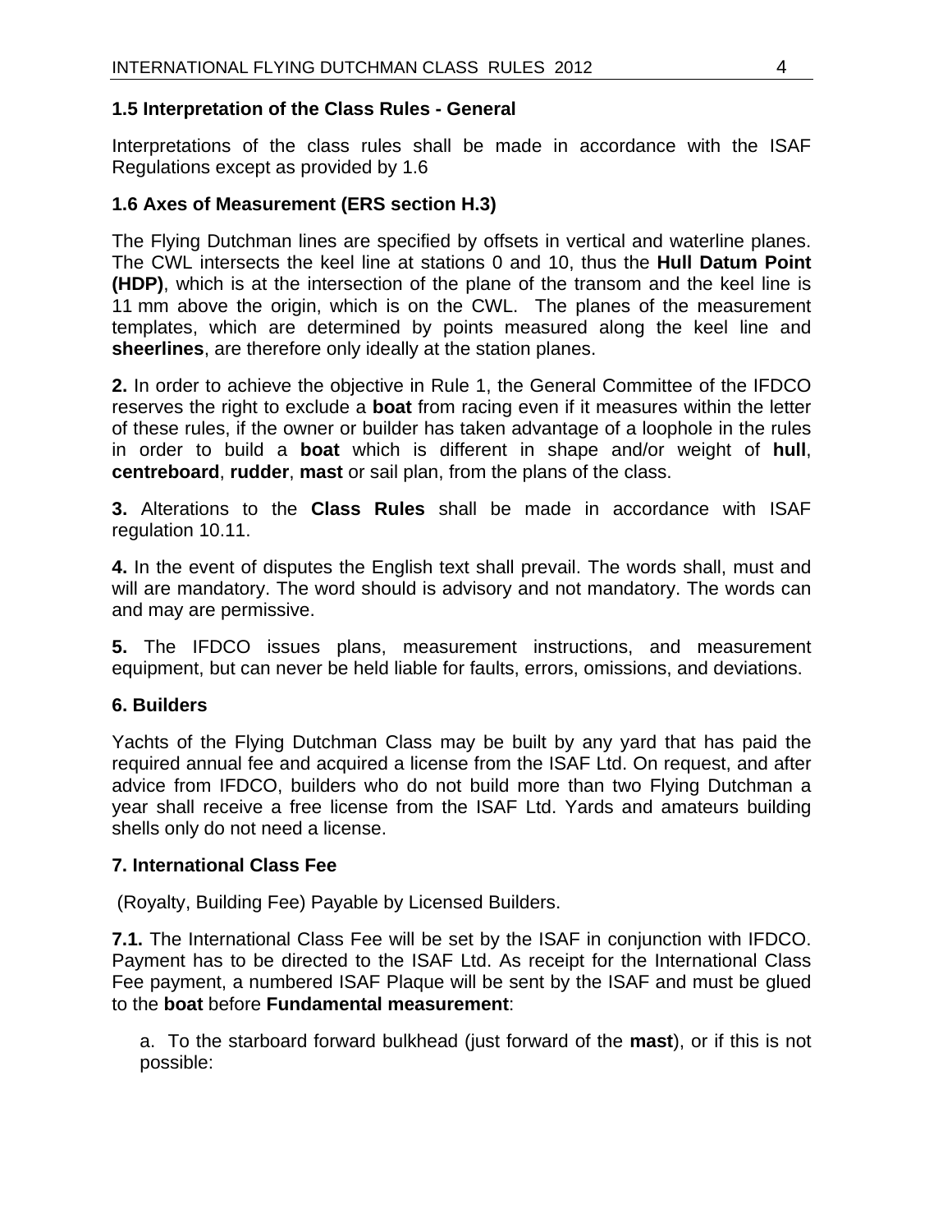### 1.5 Interpretation of the Class Rules - General

Interpretations of the class rules shall be made in accordance with the ISAF Regulations except as provided by 1.6

### 1.6 Axes of Measurement (ERS section H.3)

The Flying Dutchman lines are specified by offsets in vertical and waterline planes. The CWL intersects the keel line at stations 0 and 10, thus the **Hull Datum Point (HDP)**, which is at the intersection of the plane of the transom and the keel line is 11 mm above the origin, which is on the CWL. The planes of the measurement templates, which are determined by points measured along the keel line and **sheerlines**, are therefore only ideally at the station planes.

**2.** In order to achieve the objective in Rule 1, the General Committee of the IFDCO reserves the right to exclude a **boat** from racing even if it measures within the letter of these rules, if the owner or builder has taken advantage of a loophole in the rules in order to build a **boat** which is different in shape and/or weight of **hull**, **centreboard**, **rudder**, **mast** or sail plan, from the plans of the class.

**3.** Alterations to the **Class Rules** shall be made in accordance with ISAF regulation 10.11.

**4.** In the event of disputes the English text shall prevail. The words shall, must and will are mandatory. The word should is advisory and not mandatory. The words can and may are permissive.

**5.** The IFDCO issues plans, measurement instructions, and measurement equipment, but can never be held liable for faults, errors, omissions, and deviations.

### 6. Builders

Yachts of the Flying Dutchman Class may be built by any yard that has paid the required annual fee and acquired a license from the ISAF Ltd. On request, and after advice from IFDCO, builders who do not build more than two Flying Dutchman a year shall receive a free license from the ISAF Ltd. Yards and amateurs building shells only do not need a license.

### 7. International Class Fee

(Royalty, Building Fee) Payable by Licensed Builders.

**7.1.** The International Class Fee will be set by the ISAF in conjunction with IFDCO. Payment has to be directed to the ISAF Ltd. As receipt for the International Class Fee payment, a numbered ISAF Plaque will be sent by the ISAF and must be glued to the **boat** before **Fundamental measurement**:

a. To the starboard forward bulkhead (just forward of the **mast**), or if this is not possible: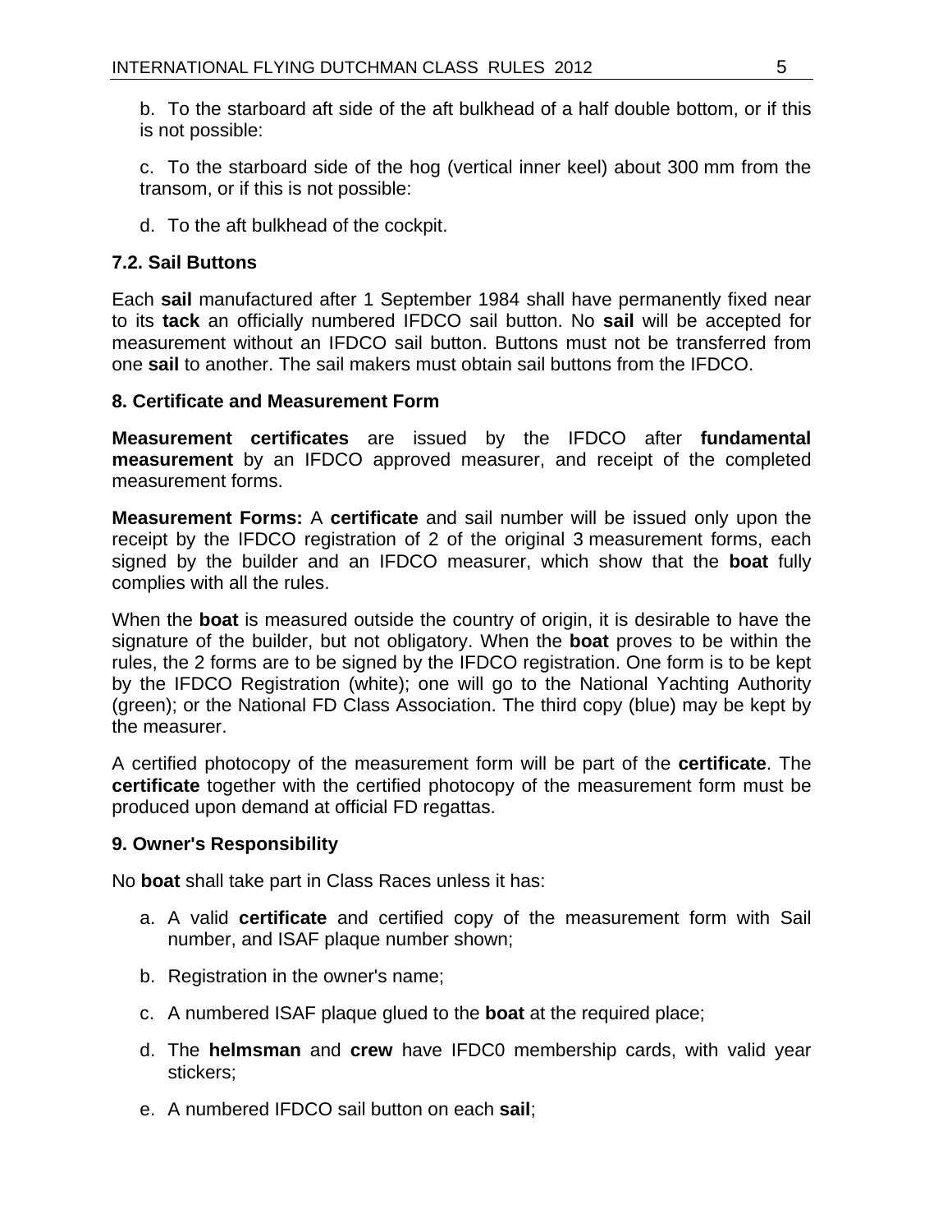b. To the starboard aft side of the aft bulkhead of a half double bottom, or if this is not possible:

c. To the starboard side of the hog (vertical inner keel) about 300 mm from the transom, or if this is not possible:

d. To the aft bulkhead of the cockpit.

### 7.2. Sail Buttons

Each **sail** manufactured after 1 September 1984 shall have permanently fixed near to its **tack** an officially numbered IFDCO sail button. No **sail** will be accepted for measurement without an IFDCO sail button. Buttons must not be transferred from one **sail** to another. The sail makers must obtain sail buttons from the IFDCO.

## 8. Certificate and Measurement Form

**Measurement certificates** are issued by the IFDCO after **fundamental measurement** by an IFDCO approved measurer, and receipt of the completed measurement forms.

**Measurement Forms:** A **certificate** and sail number will be issued only upon the receipt by the IFDCO registration of 2 of the original 3 measurement forms, each signed by the builder and an IFDCO measurer, which show that the **boat** fully complies with all the rules.

When the **boat** is measured outside the country of origin, it is desirable to have the signature of the builder, but not obligatory. When the **boat** proves to be within the rules, the 2 forms are to be signed by the IFDCO registration. One form is to be kept by the IFDCO Registration (white); one will go to the National Yachting Authority (green); or the National FD Class Association. The third copy (blue) may be kept by the measurer.

A certified photocopy of the measurement form will be part of the **certificate**. The **certificate** together with the certified photocopy of the measurement form must be produced upon demand at official FD regattas.

## 9. Owner's Responsibility

No **boat** shall take part in Class Races unless it has:

a. A valid **certificate** and certified copy of the measurement form with Sail number, and ISAF plaque number shown;

b. Registration in the owner's name;

c. A numbered ISAF plaque glued to the **boat** at the required place;

d. The **helmsman** and **crew** have IFDC0 membership cards, with valid year stickers;

e. A numbered IFDCO sail button on each **sail**;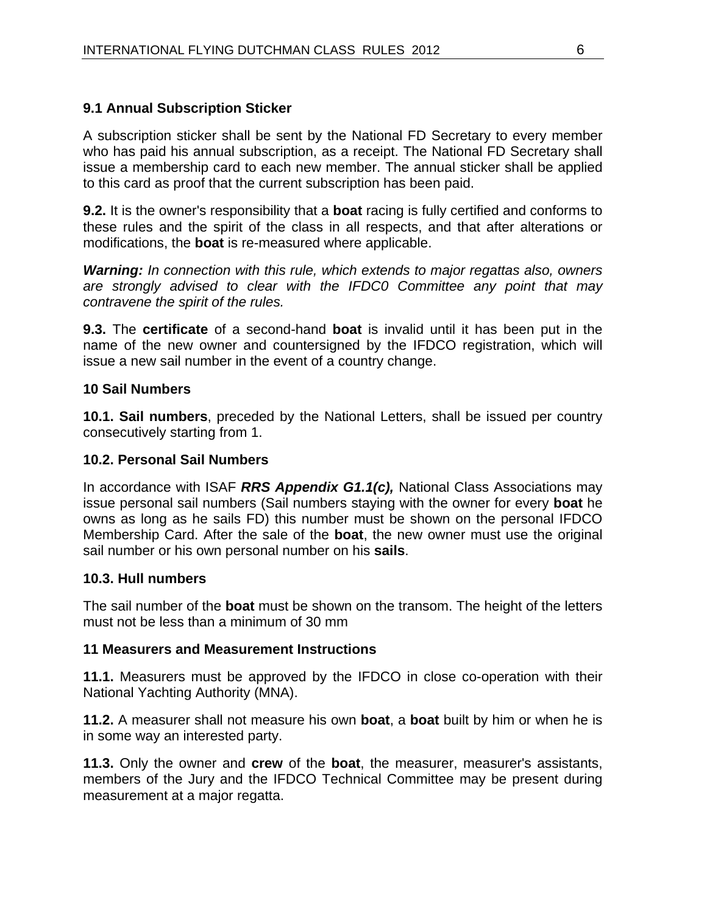### 9.1 Annual Subscription Sticker

A subscription sticker shall be sent by the National FD Secretary to every member who has paid his annual subscription, as a receipt. The National FD Secretary shall issue a membership card to each new member. The annual sticker shall be applied to this card as proof that the current subscription has been paid.

**9.2.** It is the owner's responsibility that a **boat** racing is fully certified and conforms to these rules and the spirit of the class in all respects, and that after alterations or modifications, the **boat** is re-measured where applicable.

***Warning:*** *In connection with this rule, which extends to major regattas also, owners are strongly advised to clear with the IFDC0 Committee any point that may contravene the spirit of the rules.*

**9.3.** The **certificate** of a second-hand **boat** is invalid until it has been put in the name of the new owner and countersigned by the IFDCO registration, which will issue a new sail number in the event of a country change.

## 10 Sail Numbers

**10.1. Sail numbers**, preceded by the National Letters, shall be issued per country consecutively starting from 1.

### 10.2. Personal Sail Numbers

In accordance with ISAF ***RRS Appendix G1.1(c),*** National Class Associations may issue personal sail numbers (Sail numbers staying with the owner for every **boat** he owns as long as he sails FD) this number must be shown on the personal IFDCO Membership Card. After the sale of the **boat**, the new owner must use the original sail number or his own personal number on his **sails**.

### 10.3. Hull numbers

The sail number of the **boat** must be shown on the transom. The height of the letters must not be less than a minimum of 30 mm

## 11 Measurers and Measurement Instructions

**11.1.** Measurers must be approved by the IFDCO in close co-operation with their National Yachting Authority (MNA).

**11.2.** A measurer shall not measure his own **boat**, a **boat** built by him or when he is in some way an interested party.

**11.3.** Only the owner and **crew** of the **boat**, the measurer, measurer's assistants, members of the Jury and the IFDCO Technical Committee may be present during measurement at a major regatta.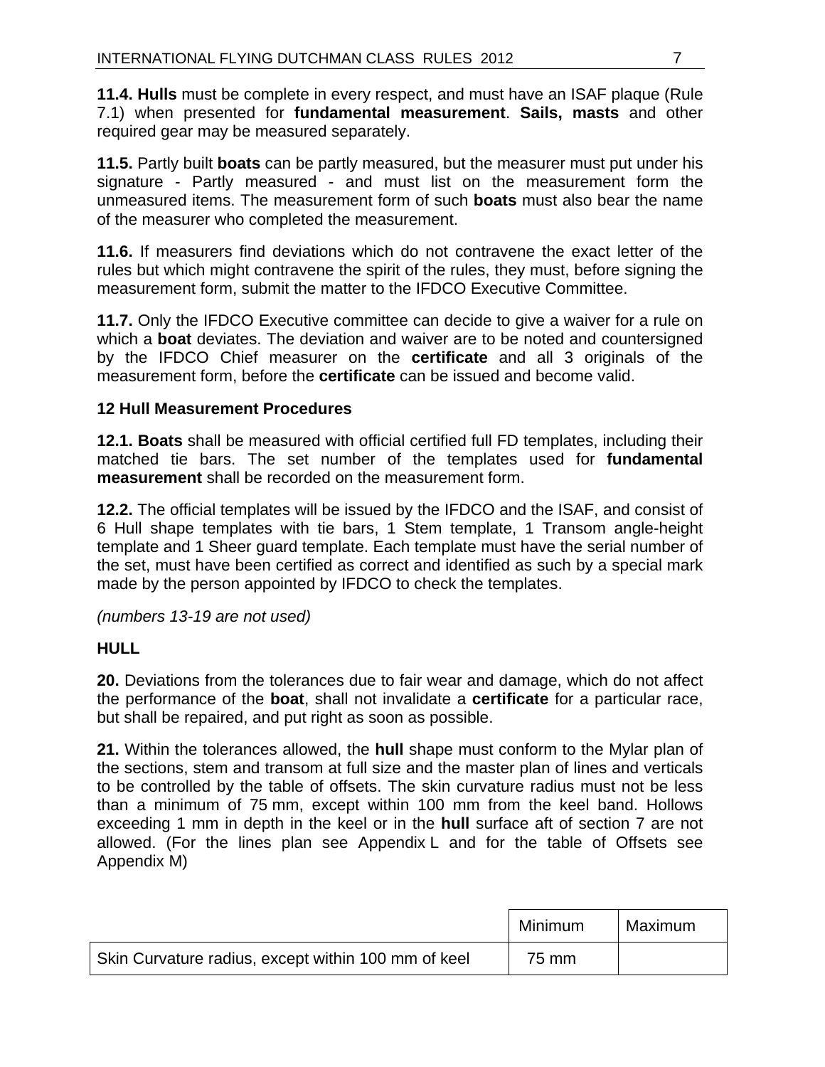**11.4. Hulls** must be complete in every respect, and must have an ISAF plaque (Rule 7.1) when presented for **fundamental measurement**. **Sails, masts** and other required gear may be measured separately.

**11.5.** Partly built **boats** can be partly measured, but the measurer must put under his signature - Partly measured - and must list on the measurement form the unmeasured items. The measurement form of such **boats** must also bear the name of the measurer who completed the measurement.

**11.6.** If measurers find deviations which do not contravene the exact letter of the rules but which might contravene the spirit of the rules, they must, before signing the measurement form, submit the matter to the IFDCO Executive Committee.

**11.7.** Only the IFDCO Executive committee can decide to give a waiver for a rule on which a **boat** deviates. The deviation and waiver are to be noted and countersigned by the IFDCO Chief measurer on the **certificate** and all 3 originals of the measurement form, before the **certificate** can be issued and become valid.

### 12 Hull Measurement Procedures

**12.1. Boats** shall be measured with official certified full FD templates, including their matched tie bars. The set number of the templates used for **fundamental measurement** shall be recorded on the measurement form.

**12.2.** The official templates will be issued by the IFDCO and the ISAF, and consist of 6 Hull shape templates with tie bars, 1 Stem template, 1 Transom angle-height template and 1 Sheer guard template. Each template must have the serial number of the set, must have been certified as correct and identified as such by a special mark made by the person appointed by IFDCO to check the templates.

*(numbers 13-19 are not used)*

### HULL

**20.** Deviations from the tolerances due to fair wear and damage, which do not affect the performance of the **boat**, shall not invalidate a **certificate** for a particular race, but shall be repaired, and put right as soon as possible.

**21.** Within the tolerances allowed, the **hull** shape must conform to the Mylar plan of the sections, stem and transom at full size and the master plan of lines and verticals to be controlled by the table of offsets. The skin curvature radius must not be less than a minimum of 75 mm, except within 100 mm from the keel band. Hollows exceeding 1 mm in depth in the keel or in the **hull** surface aft of section 7 are not allowed. (For the lines plan see Appendix L and for the table of Offsets see Appendix M)

| | Minimum | Maximum |
|---|---|---|
| Skin Curvature radius, except within 100 mm of keel | 75 mm | |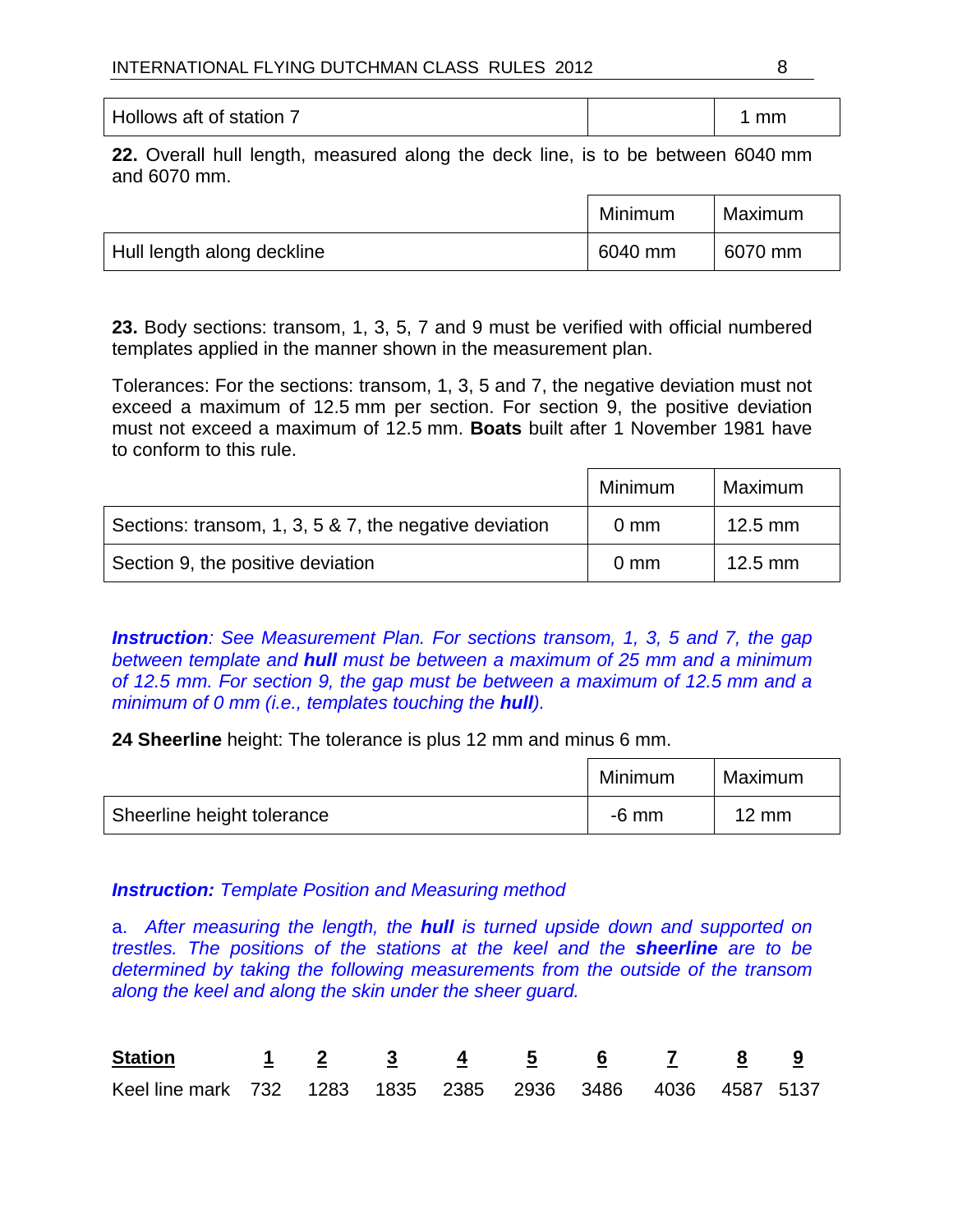| Hollows aft of station 7 | | 1 mm |
|---|---|---|

**22.** Overall hull length, measured along the deck line, is to be between 6040 mm and 6070 mm.

| | Minimum | Maximum |
|---|---|---|
| Hull length along deckline | 6040 mm | 6070 mm |

**23.** Body sections: transom, 1, 3, 5, 7 and 9 must be verified with official numbered templates applied in the manner shown in the measurement plan.

Tolerances: For the sections: transom, 1, 3, 5 and 7, the negative deviation must not exceed a maximum of 12.5 mm per section. For section 9, the positive deviation must not exceed a maximum of 12.5 mm. **Boats** built after 1 November 1981 have to conform to this rule.

| | Minimum | Maximum |
|---|---|---|
| Sections: transom, 1, 3, 5 & 7, the negative deviation | 0 mm | 12.5 mm |
| Section 9, the positive deviation | 0 mm | 12.5 mm |

***Instruction**: See Measurement Plan. For sections transom, 1, 3, 5 and 7, the gap between template and **hull** must be between a maximum of 25 mm and a minimum of 12.5 mm. For section 9, the gap must be between a maximum of 12.5 mm and a minimum of 0 mm (i.e., templates touching the **hull**).*

**24 Sheerline** height: The tolerance is plus 12 mm and minus 6 mm.

| | Minimum | Maximum |
|---|---|---|
| Sheerline height tolerance | -6 mm | 12 mm |

***Instruction:** Template Position and Measuring method*

*a. After measuring the length, the **hull** is turned upside down and supported on trestles. The positions of the stations at the keel and the **sheerline** are to be determined by taking the following measurements from the outside of the transom along the keel and along the skin under the sheer guard.*

| **Station** | **1** | **2** | **3** | **4** | **5** | **6** | **7** | **8** | **9** |
|---|---|---|---|---|---|---|---|---|---|
| Keel line mark | 732 | 1283 | 1835 | 2385 | 2936 | 3486 | 4036 | 4587 | 5137 |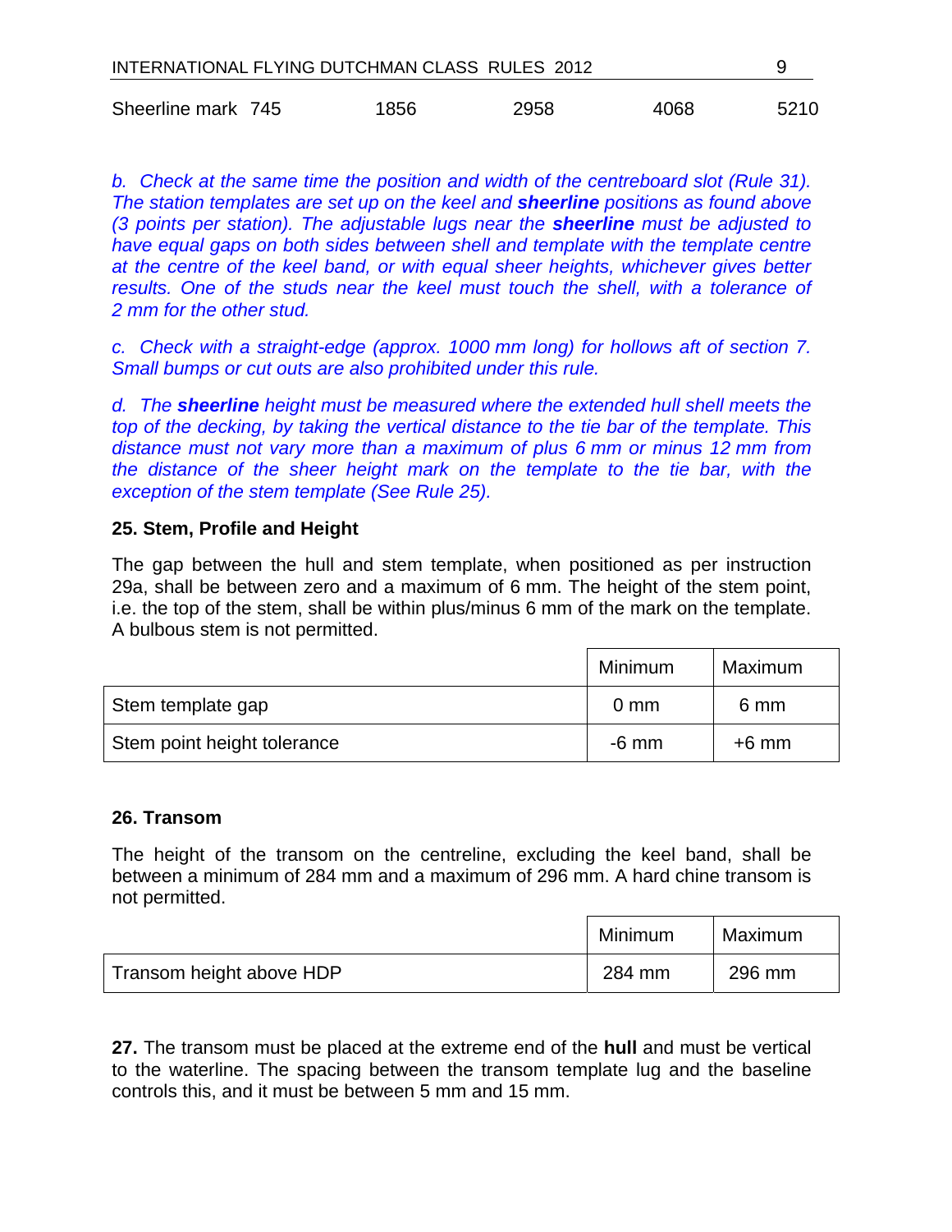Sheerline mark 745 1856 2958 4068 5210

*b. Check at the same time the position and width of the centreboard slot (Rule 31). The station templates are set up on the keel and **sheerline** positions as found above (3 points per station). The adjustable lugs near the **sheerline** must be adjusted to have equal gaps on both sides between shell and template with the template centre at the centre of the keel band, or with equal sheer heights, whichever gives better results. One of the studs near the keel must touch the shell, with a tolerance of 2 mm for the other stud.*

*c. Check with a straight-edge (approx. 1000 mm long) for hollows aft of section 7. Small bumps or cut outs are also prohibited under this rule.*

*d. The **sheerline** height must be measured where the extended hull shell meets the top of the decking, by taking the vertical distance to the tie bar of the template. This distance must not vary more than a maximum of plus 6 mm or minus 12 mm from the distance of the sheer height mark on the template to the tie bar, with the exception of the stem template (See Rule 25).*

### 25. Stem, Profile and Height

The gap between the hull and stem template, when positioned as per instruction 29a, shall be between zero and a maximum of 6 mm. The height of the stem point, i.e. the top of the stem, shall be within plus/minus 6 mm of the mark on the template. A bulbous stem is not permitted.

| | Minimum | Maximum |
|---|---|---|
| Stem template gap | 0 mm | 6 mm |
| Stem point height tolerance | -6 mm | +6 mm |

### 26. Transom

The height of the transom on the centreline, excluding the keel band, shall be between a minimum of 284 mm and a maximum of 296 mm. A hard chine transom is not permitted.

| | Minimum | Maximum |
|---|---|---|
| Transom height above HDP | 284 mm | 296 mm |

**27.** The transom must be placed at the extreme end of the **hull** and must be vertical to the waterline. The spacing between the transom template lug and the baseline controls this, and it must be between 5 mm and 15 mm.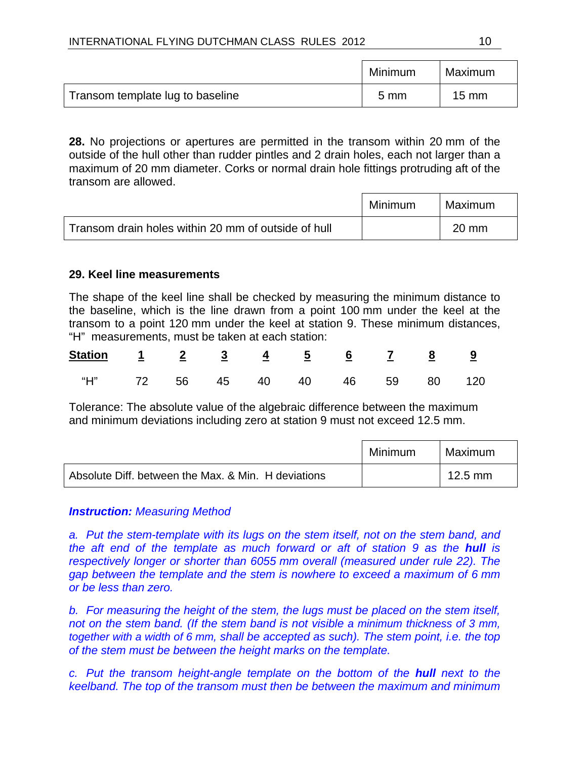| | Minimum | Maximum |
|---|---|---|
| Transom template lug to baseline | 5 mm | 15 mm |

**28.** No projections or apertures are permitted in the transom within 20 mm of the outside of the hull other than rudder pintles and 2 drain holes, each not larger than a maximum of 20 mm diameter. Corks or normal drain hole fittings protruding aft of the transom are allowed.

| | Minimum | Maximum |
|---|---|---|
| Transom drain holes within 20 mm of outside of hull | | 20 mm |

**29. Keel line measurements**

The shape of the keel line shall be checked by measuring the minimum distance to the baseline, which is the line drawn from a point 100 mm under the keel at the transom to a point 120 mm under the keel at station 9. These minimum distances, "H" measurements, must be taken at each station:

| Station | 1 | 2 | 3 | 4 | 5 | 6 | 7 | 8 | 9 |
|---|---|---|---|---|---|---|---|---|---|
| "H" | 72 | 56 | 45 | 40 | 40 | 46 | 59 | 80 | 120 |

Tolerance: The absolute value of the algebraic difference between the maximum and minimum deviations including zero at station 9 must not exceed 12.5 mm.

| | Minimum | Maximum |
|---|---|---|
| Absolute Diff. between the Max. & Min. H deviations | | 12.5 mm |

***Instruction:*** *Measuring Method*

*a. Put the stem-template with its lugs on the stem itself, not on the stem band, and the aft end of the template as much forward or aft of station 9 as the* ***hull*** *is respectively longer or shorter than 6055 mm overall (measured under rule 22). The gap between the template and the stem is nowhere to exceed a maximum of 6 mm or be less than zero.*

*b. For measuring the height of the stem, the lugs must be placed on the stem itself, not on the stem band. (If the stem band is not visible a minimum thickness of 3 mm, together with a width of 6 mm, shall be accepted as such). The stem point, i.e. the top of the stem must be between the height marks on the template.*

*c. Put the transom height-angle template on the bottom of the* ***hull*** *next to the keelband. The top of the transom must then be between the maximum and minimum*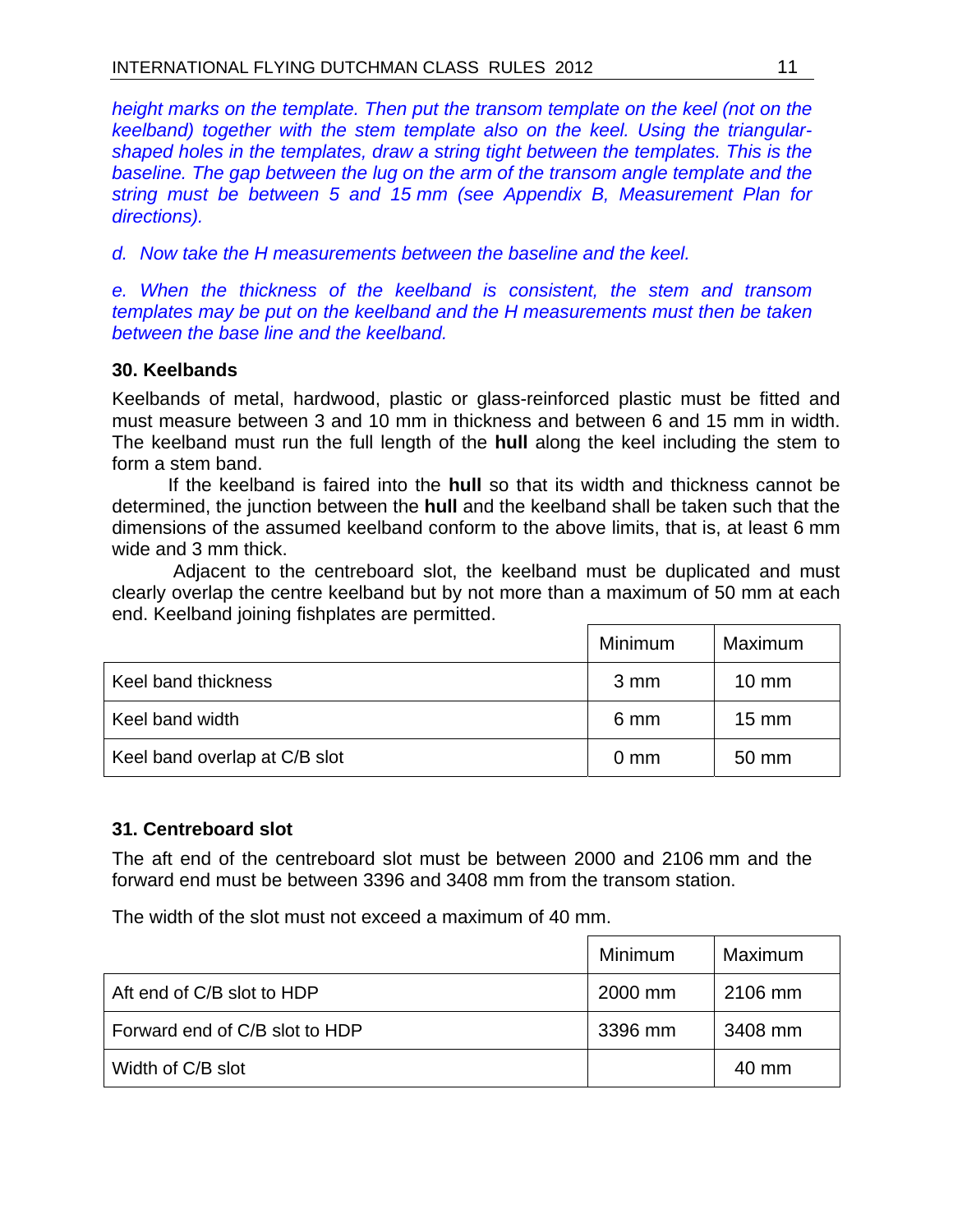*height marks on the template. Then put the transom template on the keel (not on the keelband) together with the stem template also on the keel. Using the triangular-shaped holes in the templates, draw a string tight between the templates. This is the baseline. The gap between the lug on the arm of the transom angle template and the string must be between 5 and 15 mm (see Appendix B, Measurement Plan for directions).*

*d. Now take the H measurements between the baseline and the keel.*

*e. When the thickness of the keelband is consistent, the stem and transom templates may be put on the keelband and the H measurements must then be taken between the base line and the keelband.*

### 30. Keelbands

Keelbands of metal, hardwood, plastic or glass-reinforced plastic must be fitted and must measure between 3 and 10 mm in thickness and between 6 and 15 mm in width. The keelband must run the full length of the **hull** along the keel including the stem to form a stem band.

If the keelband is faired into the **hull** so that its width and thickness cannot be determined, the junction between the **hull** and the keelband shall be taken such that the dimensions of the assumed keelband conform to the above limits, that is, at least 6 mm wide and 3 mm thick.

Adjacent to the centreboard slot, the keelband must be duplicated and must clearly overlap the centre keelband but by not more than a maximum of 50 mm at each end. Keelband joining fishplates are permitted.

| | Minimum | Maximum |
|---|---|---|
| Keel band thickness | 3 mm | 10 mm |
| Keel band width | 6 mm | 15 mm |
| Keel band overlap at C/B slot | 0 mm | 50 mm |

### 31. Centreboard slot

The aft end of the centreboard slot must be between 2000 and 2106 mm and the forward end must be between 3396 and 3408 mm from the transom station.

The width of the slot must not exceed a maximum of 40 mm.

| | Minimum | Maximum |
|---|---|---|
| Aft end of C/B slot to HDP | 2000 mm | 2106 mm |
| Forward end of C/B slot to HDP | 3396 mm | 3408 mm |
| Width of C/B slot | | 40 mm |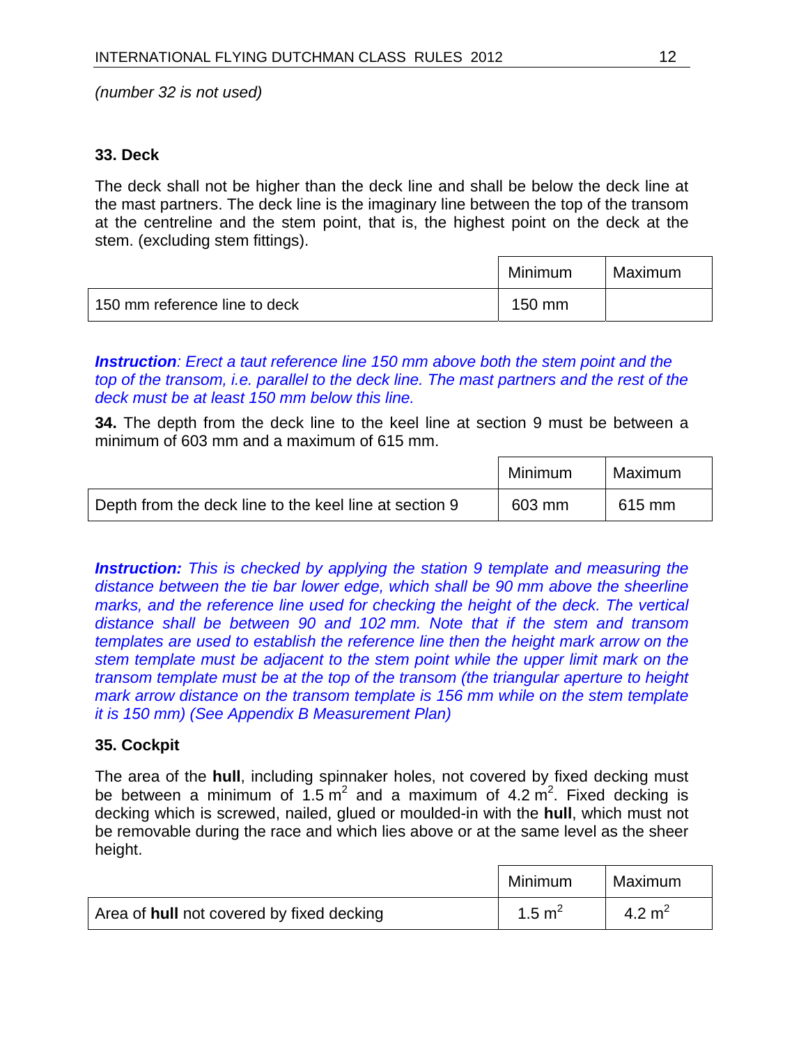*(number 32 is not used)*

**33. Deck**

The deck shall not be higher than the deck line and shall be below the deck line at the mast partners. The deck line is the imaginary line between the top of the transom at the centreline and the stem point, that is, the highest point on the deck at the stem. (excluding stem fittings).

| | Minimum | Maximum |
|---|---|---|
| 150 mm reference line to deck | 150 mm | |

***Instruction**: Erect a taut reference line 150 mm above both the stem point and the top of the transom, i.e. parallel to the deck line. The mast partners and the rest of the deck must be at least 150 mm below this line.*

**34.** The depth from the deck line to the keel line at section 9 must be between a minimum of 603 mm and a maximum of 615 mm.

| | Minimum | Maximum |
|---|---|---|
| Depth from the deck line to the keel line at section 9 | 603 mm | 615 mm |

***Instruction:** This is checked by applying the station 9 template and measuring the distance between the tie bar lower edge, which shall be 90 mm above the sheerline marks, and the reference line used for checking the height of the deck. The vertical distance shall be between 90 and 102 mm. Note that if the stem and transom templates are used to establish the reference line then the height mark arrow on the stem template must be adjacent to the stem point while the upper limit mark on the transom template must be at the top of the transom (the triangular aperture to height mark arrow distance on the transom template is 156 mm while on the stem template it is 150 mm) (See Appendix B Measurement Plan)*

**35. Cockpit**

The area of the **hull**, including spinnaker holes, not covered by fixed decking must be between a minimum of 1.5 $m^2$ and a maximum of 4.2 $m^2$. Fixed decking is decking which is screwed, nailed, glued or moulded-in with the **hull**, which must not be removable during the race and which lies above or at the same level as the sheer height.

| | Minimum | Maximum |
|---|---|---|
| Area of **hull** not covered by fixed decking | 1.5 $m^2$ | 4.2 $m^2$ |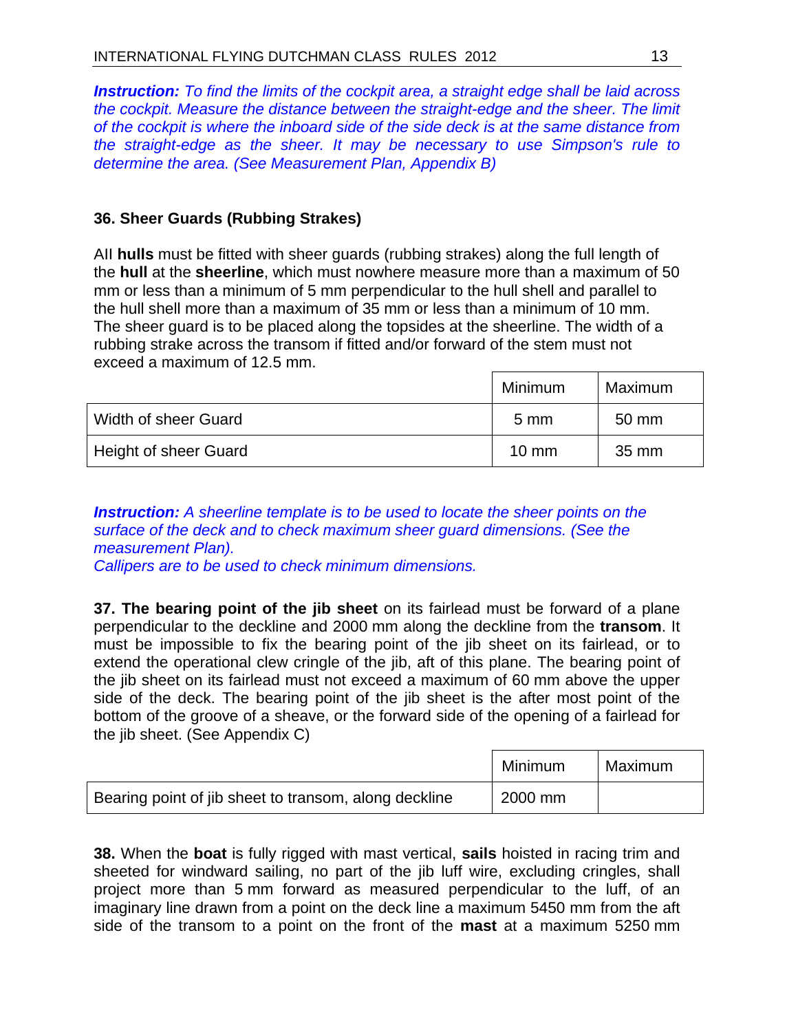***Instruction:** To find the limits of the cockpit area, a straight edge shall be laid across the cockpit. Measure the distance between the straight-edge and the sheer. The limit of the cockpit is where the inboard side of the side deck is at the same distance from the straight-edge as the sheer. It may be necessary to use Simpson's rule to determine the area. (See Measurement Plan, Appendix B)*

### 36. Sheer Guards (Rubbing Strakes)

AII **hulls** must be fitted with sheer guards (rubbing strakes) along the full length of the **hull** at the **sheerline**, which must nowhere measure more than a maximum of 50 mm or less than a minimum of 5 mm perpendicular to the hull shell and parallel to the hull shell more than a maximum of 35 mm or less than a minimum of 10 mm. The sheer guard is to be placed along the topsides at the sheerline. The width of a rubbing strake across the transom if fitted and/or forward of the stem must not exceed a maximum of 12.5 mm.

| | Minimum | Maximum |
|---|---|---|
| Width of sheer Guard | 5 mm | 50 mm |
| Height of sheer Guard | 10 mm | 35 mm |

***Instruction:** A sheerline template is to be used to locate the sheer points on the surface of the deck and to check maximum sheer guard dimensions. (See the measurement Plan).*
*Callipers are to be used to check minimum dimensions.*

**37. The bearing point of the jib sheet** on its fairlead must be forward of a plane perpendicular to the deckline and 2000 mm along the deckline from the **transom**. It must be impossible to fix the bearing point of the jib sheet on its fairlead, or to extend the operational clew cringle of the jib, aft of this plane. The bearing point of the jib sheet on its fairlead must not exceed a maximum of 60 mm above the upper side of the deck. The bearing point of the jib sheet is the after most point of the bottom of the groove of a sheave, or the forward side of the opening of a fairlead for the jib sheet. (See Appendix C)

| | Minimum | Maximum |
|---|---|---|
| Bearing point of jib sheet to transom, along deckline | 2000 mm | |

**38.** When the **boat** is fully rigged with mast vertical, **sails** hoisted in racing trim and sheeted for windward sailing, no part of the jib luff wire, excluding cringles, shall project more than 5 mm forward as measured perpendicular to the luff, of an imaginary line drawn from a point on the deck line a maximum 5450 mm from the aft side of the transom to a point on the front of the **mast** at a maximum 5250 mm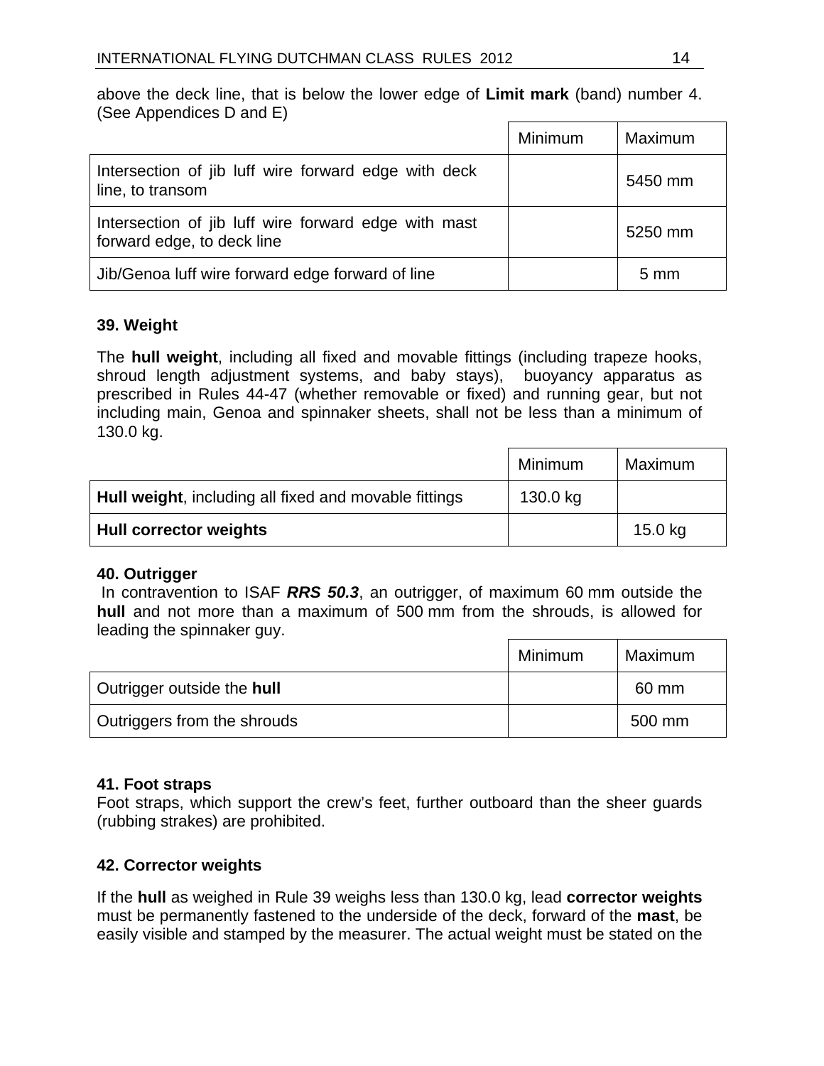above the deck line, that is below the lower edge of **Limit mark** (band) number 4. (See Appendices D and E)

| | Minimum | Maximum |
|---|---|---|
| Intersection of jib luff wire forward edge with deck line, to transom | | 5450 mm |
| Intersection of jib luff wire forward edge with mast forward edge, to deck line | | 5250 mm |
| Jib/Genoa luff wire forward edge forward of line | | 5 mm |

### 39. Weight

The **hull weight**, including all fixed and movable fittings (including trapeze hooks, shroud length adjustment systems, and baby stays), buoyancy apparatus as prescribed in Rules 44-47 (whether removable or fixed) and running gear, but not including main, Genoa and spinnaker sheets, shall not be less than a minimum of 130.0 kg.

| | Minimum | Maximum |
|---|---|---|
| **Hull weight**, including all fixed and movable fittings | 130.0 kg | |
| **Hull corrector weights** | | 15.0 kg |

### 40. Outrigger

In contravention to ISAF ***RRS 50.3***, an outrigger, of maximum 60 mm outside the **hull** and not more than a maximum of 500 mm from the shrouds, is allowed for leading the spinnaker guy.

| | Minimum | Maximum |
|---|---|---|
| Outrigger outside the **hull** | | 60 mm |
| Outriggers from the shrouds | | 500 mm |

### 41. Foot straps

Foot straps, which support the crew's feet, further outboard than the sheer guards (rubbing strakes) are prohibited.

### 42. Corrector weights

If the **hull** as weighed in Rule 39 weighs less than 130.0 kg, lead **corrector weights** must be permanently fastened to the underside of the deck, forward of the **mast**, be easily visible and stamped by the measurer. The actual weight must be stated on the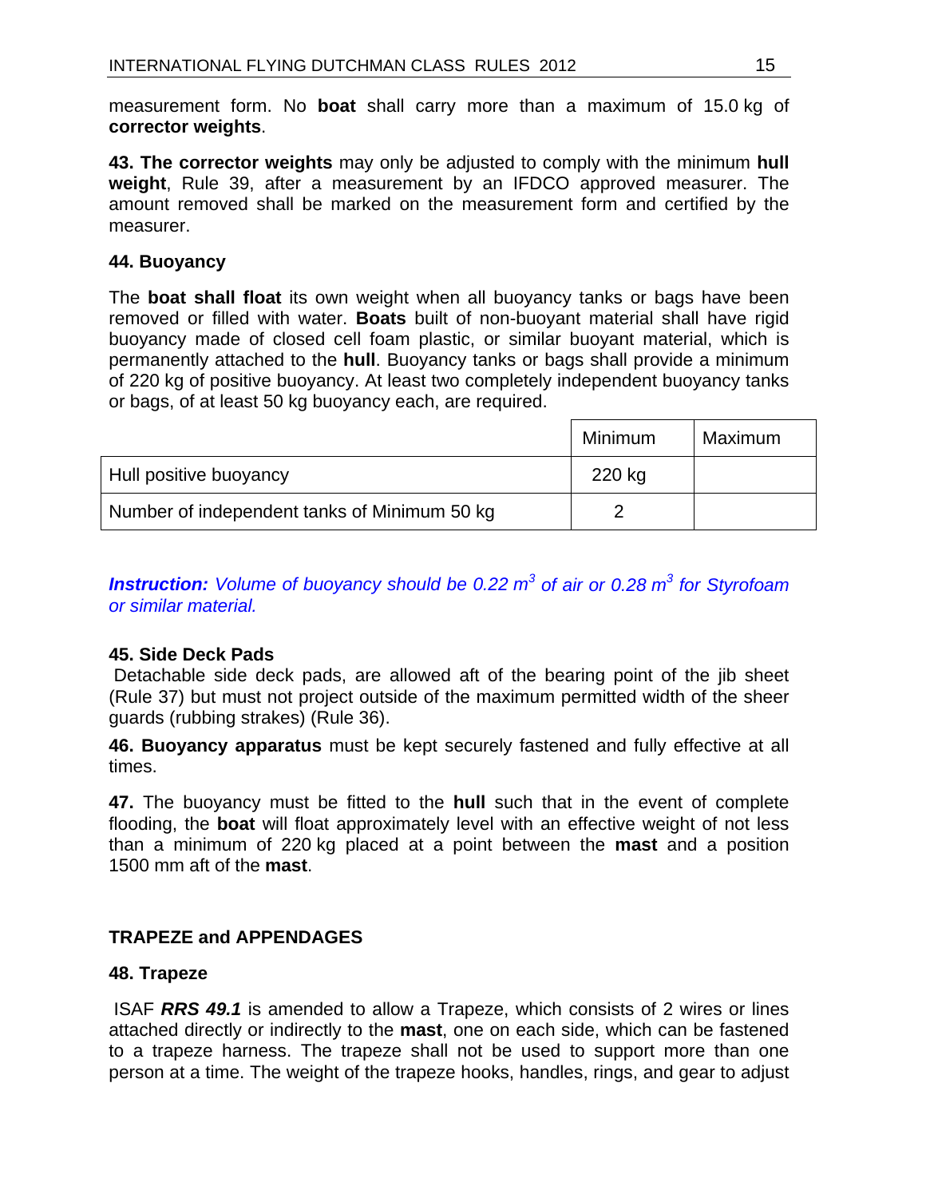measurement form. No **boat** shall carry more than a maximum of 15.0 kg of **corrector weights**.

**43. The corrector weights** may only be adjusted to comply with the minimum **hull weight**, Rule 39, after a measurement by an IFDCO approved measurer. The amount removed shall be marked on the measurement form and certified by the measurer.

### 44. Buoyancy

The **boat shall float** its own weight when all buoyancy tanks or bags have been removed or filled with water. **Boats** built of non-buoyant material shall have rigid buoyancy made of closed cell foam plastic, or similar buoyant material, which is permanently attached to the **hull**. Buoyancy tanks or bags shall provide a minimum of 220 kg of positive buoyancy. At least two completely independent buoyancy tanks or bags, of at least 50 kg buoyancy each, are required.

| | Minimum | Maximum |
|---|---|---|
| Hull positive buoyancy | 220 kg | |
| Number of independent tanks of Minimum 50 kg | 2 | |

***Instruction:*** *Volume of buoyancy should be 0.22 $m^3$ of air or 0.28 $m^3$ for Styrofoam or similar material.*

### 45. Side Deck Pads

Detachable side deck pads, are allowed aft of the bearing point of the jib sheet (Rule 37) but must not project outside of the maximum permitted width of the sheer guards (rubbing strakes) (Rule 36).

**46. Buoyancy apparatus** must be kept securely fastened and fully effective at all times.

**47.** The buoyancy must be fitted to the **hull** such that in the event of complete flooding, the **boat** will float approximately level with an effective weight of not less than a minimum of 220 kg placed at a point between the **mast** and a position 1500 mm aft of the **mast**.

## TRAPEZE and APPENDAGES

### 48. Trapeze

ISAF ***RRS 49.1*** is amended to allow a Trapeze, which consists of 2 wires or lines attached directly or indirectly to the **mast**, one on each side, which can be fastened to a trapeze harness. The trapeze shall not be used to support more than one person at a time. The weight of the trapeze hooks, handles, rings, and gear to adjust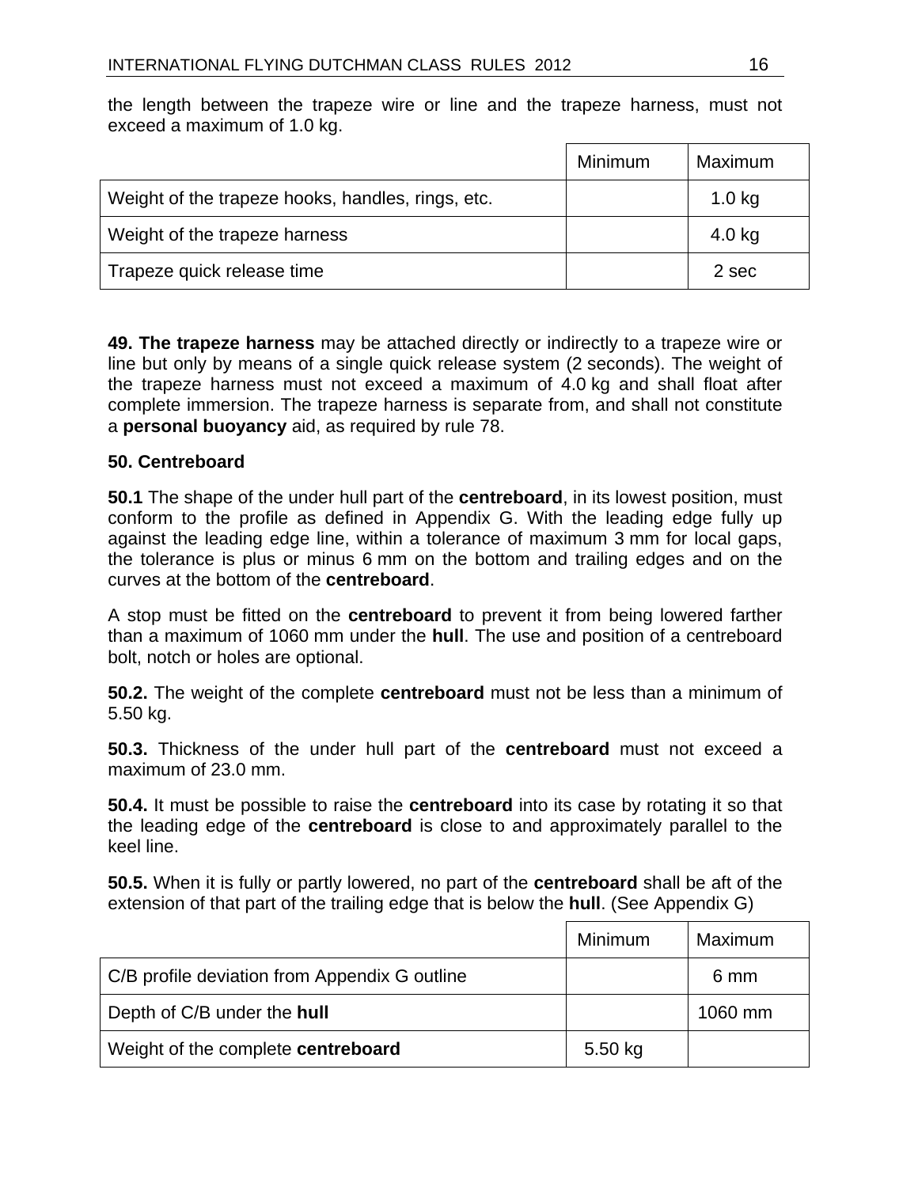the length between the trapeze wire or line and the trapeze harness, must not exceed a maximum of 1.0 kg.

| | Minimum | Maximum |
|---|---|---|
| Weight of the trapeze hooks, handles, rings, etc. | | 1.0 kg |
| Weight of the trapeze harness | | 4.0 kg |
| Trapeze quick release time | | 2 sec |

**49. The trapeze harness** may be attached directly or indirectly to a trapeze wire or line but only by means of a single quick release system (2 seconds). The weight of the trapeze harness must not exceed a maximum of 4.0 kg and shall float after complete immersion. The trapeze harness is separate from, and shall not constitute a **personal buoyancy** aid, as required by rule 78.

**50. Centreboard**

**50.1** The shape of the under hull part of the **centreboard**, in its lowest position, must conform to the profile as defined in Appendix G. With the leading edge fully up against the leading edge line, within a tolerance of maximum 3 mm for local gaps, the tolerance is plus or minus 6 mm on the bottom and trailing edges and on the curves at the bottom of the **centreboard**.

A stop must be fitted on the **centreboard** to prevent it from being lowered farther than a maximum of 1060 mm under the **hull**. The use and position of a centreboard bolt, notch or holes are optional.

**50.2.** The weight of the complete **centreboard** must not be less than a minimum of 5.50 kg.

**50.3.** Thickness of the under hull part of the **centreboard** must not exceed a maximum of 23.0 mm.

**50.4.** It must be possible to raise the **centreboard** into its case by rotating it so that the leading edge of the **centreboard** is close to and approximately parallel to the keel line.

**50.5.** When it is fully or partly lowered, no part of the **centreboard** shall be aft of the extension of that part of the trailing edge that is below the **hull**. (See Appendix G)

| | Minimum | Maximum |
|---|---|---|
| C/B profile deviation from Appendix G outline | | 6 mm |
| Depth of C/B under the **hull** | | 1060 mm |
| Weight of the complete **centreboard** | 5.50 kg | |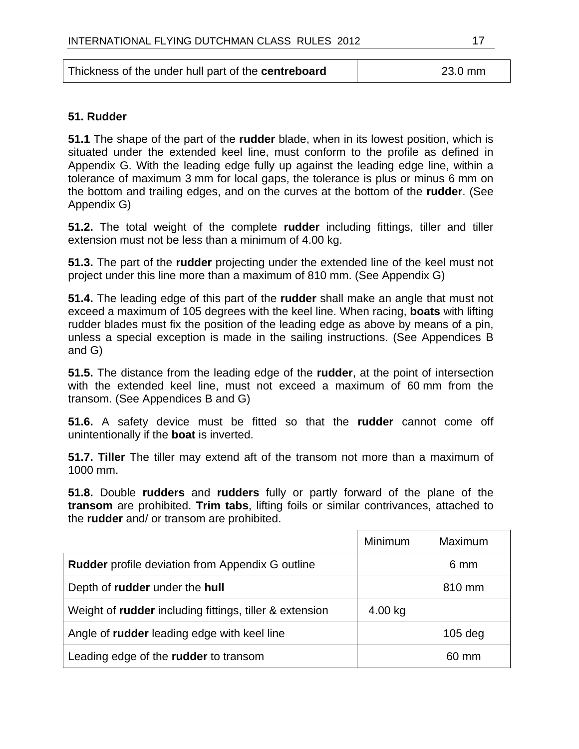| Thickness of the under hull part of the **centreboard** | | 23.0 mm |
|---|---|---|

### 51. Rudder

**51.1** The shape of the part of the **rudder** blade, when in its lowest position, which is situated under the extended keel line, must conform to the profile as defined in Appendix G. With the leading edge fully up against the leading edge line, within a tolerance of maximum 3 mm for local gaps, the tolerance is plus or minus 6 mm on the bottom and trailing edges, and on the curves at the bottom of the **rudder**. (See Appendix G)

**51.2.** The total weight of the complete **rudder** including fittings, tiller and tiller extension must not be less than a minimum of 4.00 kg.

**51.3.** The part of the **rudder** projecting under the extended line of the keel must not project under this line more than a maximum of 810 mm. (See Appendix G)

**51.4.** The leading edge of this part of the **rudder** shall make an angle that must not exceed a maximum of 105 degrees with the keel line. When racing, **boats** with lifting rudder blades must fix the position of the leading edge as above by means of a pin, unless a special exception is made in the sailing instructions. (See Appendices B and G)

**51.5.** The distance from the leading edge of the **rudder**, at the point of intersection with the extended keel line, must not exceed a maximum of 60 mm from the transom. (See Appendices B and G)

**51.6.** A safety device must be fitted so that the **rudder** cannot come off unintentionally if the **boat** is inverted.

**51.7. Tiller** The tiller may extend aft of the transom not more than a maximum of 1000 mm.

**51.8.** Double **rudders** and **rudders** fully or partly forward of the plane of the **transom** are prohibited. **Trim tabs**, lifting foils or similar contrivances, attached to the **rudder** and/ or transom are prohibited.

| | Minimum | Maximum |
|---|---|---|
| **Rudder** profile deviation from Appendix G outline | | 6 mm |
| Depth of **rudder** under the **hull** | | 810 mm |
| Weight of **rudder** including fittings, tiller & extension | 4.00 kg | |
| Angle of **rudder** leading edge with keel line | | 105 deg |
| Leading edge of the **rudder** to transom | | 60 mm |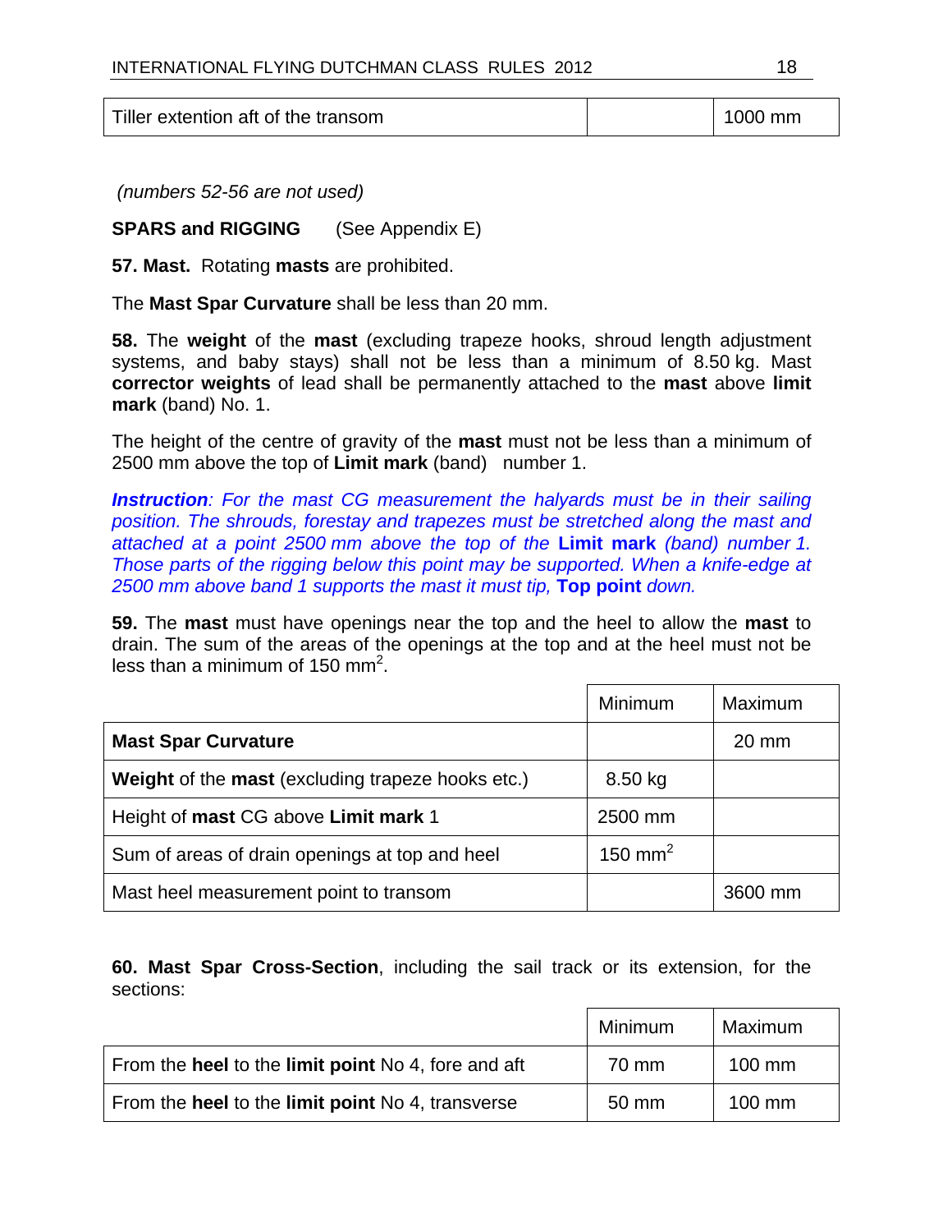| Tiller extention aft of the transom | | 1000 mm |
|---|---|---|

*(numbers 52-56 are not used)*

**SPARS and RIGGING** (See Appendix E)

**57. Mast.** Rotating **masts** are prohibited.

The **Mast Spar Curvature** shall be less than 20 mm.

**58.** The **weight** of the **mast** (excluding trapeze hooks, shroud length adjustment systems, and baby stays) shall not be less than a minimum of 8.50 kg. Mast **corrector weights** of lead shall be permanently attached to the **mast** above **limit mark** (band) No. 1.

The height of the centre of gravity of the **mast** must not be less than a minimum of 2500 mm above the top of **Limit mark** (band) number 1.

***Instruction**: For the mast CG measurement the halyards must be in their sailing position. The shrouds, forestay and trapezes must be stretched along the mast and attached at a point 2500 mm above the top of the **Limit mark** (band) number 1. Those parts of the rigging below this point may be supported. When a knife-edge at 2500 mm above band 1 supports the mast it must tip, **Top point** down.*

**59.** The **mast** must have openings near the top and the heel to allow the **mast** to drain. The sum of the areas of the openings at the top and at the heel must not be less than a minimum of 150 mm$^2$.

| | Minimum | Maximum |
|---|---|---|
| **Mast Spar Curvature** | | 20 mm |
| **Weight** of the **mast** (excluding trapeze hooks etc.) | 8.50 kg | |
| Height of **mast** CG above **Limit mark** 1 | 2500 mm | |
| Sum of areas of drain openings at top and heel | 150 mm$^2$ | |
| Mast heel measurement point to transom | | 3600 mm |

**60. Mast Spar Cross-Section**, including the sail track or its extension, for the sections:

| | Minimum | Maximum |
|---|---|---|
| From the **heel** to the **limit point** No 4, fore and aft | 70 mm | 100 mm |
| From the **heel** to the **limit point** No 4, transverse | 50 mm | 100 mm |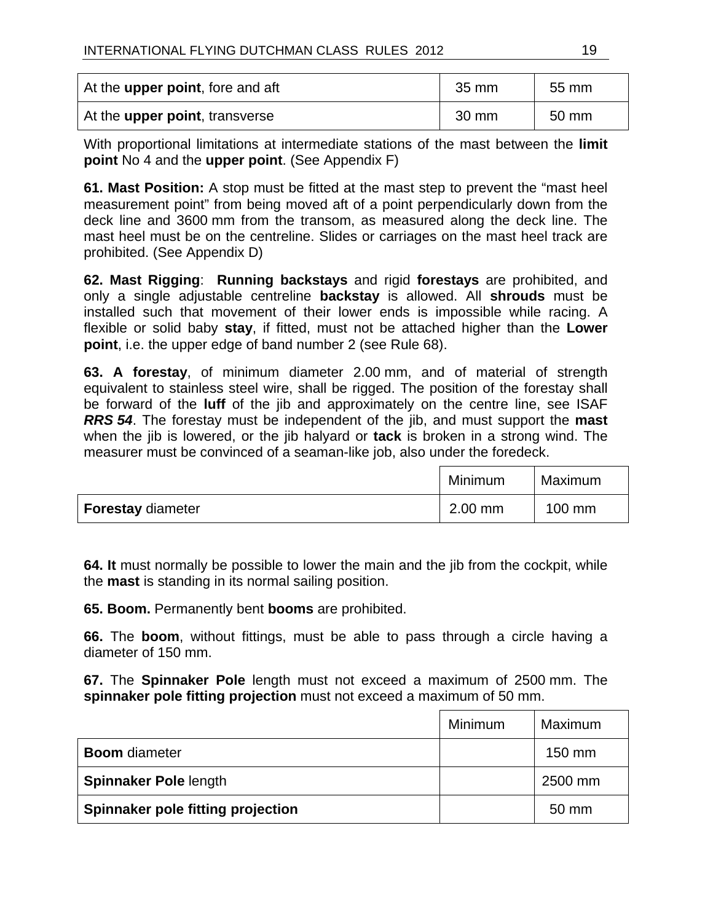| | | |
|---|---|---|
| At the **upper point**, fore and aft | 35 mm | 55 mm |
| At the **upper point**, transverse | 30 mm | 50 mm |

With proportional limitations at intermediate stations of the mast between the **limit point** No 4 and the **upper point**. (See Appendix F)

**61. Mast Position:** A stop must be fitted at the mast step to prevent the "mast heel measurement point" from being moved aft of a point perpendicularly down from the deck line and 3600 mm from the transom, as measured along the deck line. The mast heel must be on the centreline. Slides or carriages on the mast heel track are prohibited. (See Appendix D)

**62. Mast Rigging**: **Running backstays** and rigid **forestays** are prohibited, and only a single adjustable centreline **backstay** is allowed. All **shrouds** must be installed such that movement of their lower ends is impossible while racing. A flexible or solid baby **stay**, if fitted, must not be attached higher than the **Lower point**, i.e. the upper edge of band number 2 (see Rule 68).

**63. A forestay**, of minimum diameter 2.00 mm, and of material of strength equivalent to stainless steel wire, shall be rigged. The position of the forestay shall be forward of the **luff** of the jib and approximately on the centre line, see ISAF ***RRS 54***. The forestay must be independent of the jib, and must support the **mast** when the jib is lowered, or the jib halyard or **tack** is broken in a strong wind. The measurer must be convinced of a seaman-like job, also under the foredeck.

| | Minimum | Maximum |
|---|---|---|
| **Forestay** diameter | 2.00 mm | 100 mm |

**64. It** must normally be possible to lower the main and the jib from the cockpit, while the **mast** is standing in its normal sailing position.

**65. Boom.** Permanently bent **booms** are prohibited.

**66.** The **boom**, without fittings, must be able to pass through a circle having a diameter of 150 mm.

**67.** The **Spinnaker Pole** length must not exceed a maximum of 2500 mm. The **spinnaker pole fitting projection** must not exceed a maximum of 50 mm.

| | Minimum | Maximum |
|---|---|---|
| **Boom** diameter | | 150 mm |
| **Spinnaker Pole** length | | 2500 mm |
| **Spinnaker pole fitting projection** | | 50 mm |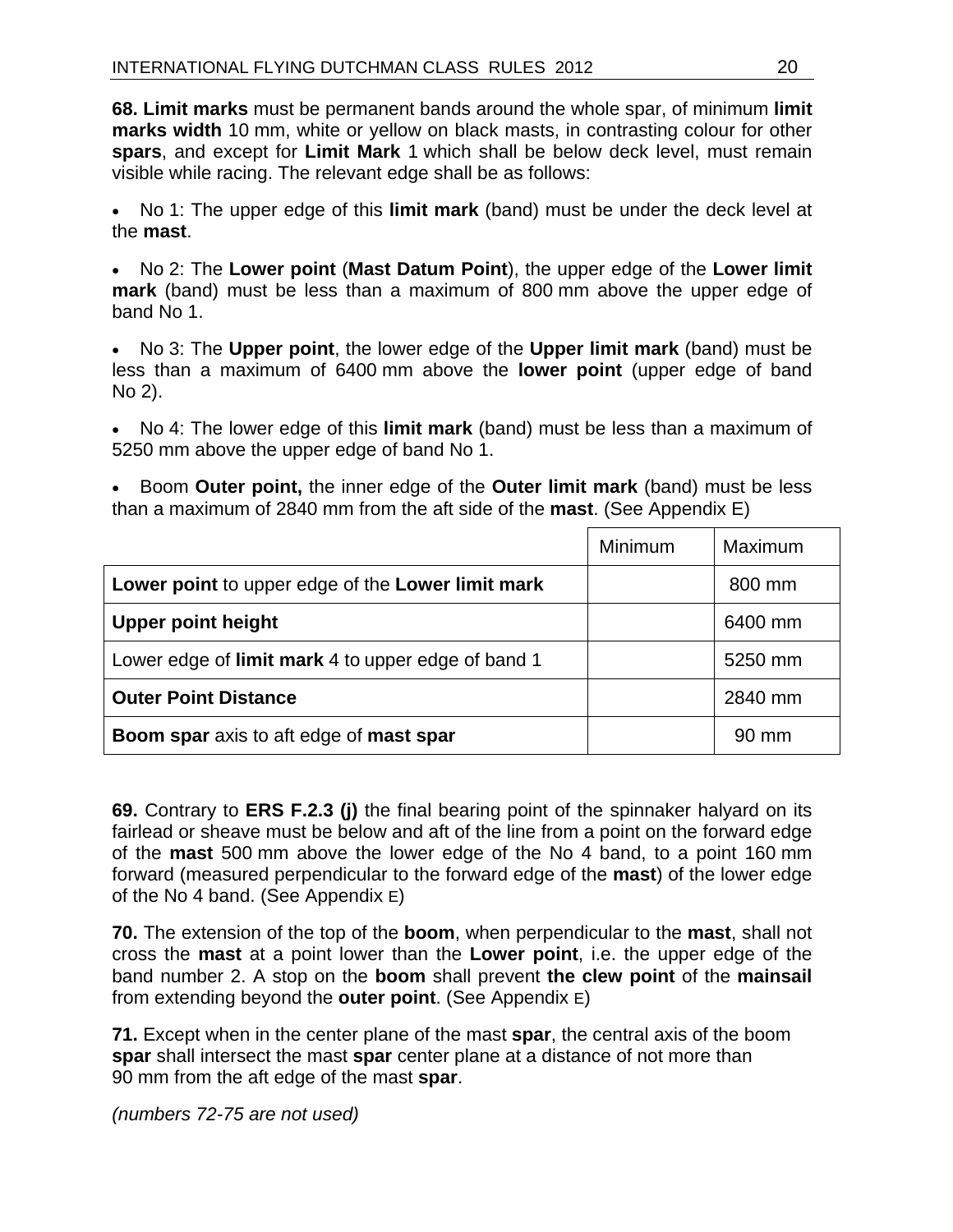**68. Limit marks** must be permanent bands around the whole spar, of minimum **limit marks width** 10 mm, white or yellow on black masts, in contrasting colour for other **spars**, and except for **Limit Mark** 1 which shall be below deck level, must remain visible while racing. The relevant edge shall be as follows:

- No 1: The upper edge of this **limit mark** (band) must be under the deck level at the **mast**.
- No 2: The **Lower point** (**Mast Datum Point**), the upper edge of the **Lower limit mark** (band) must be less than a maximum of 800 mm above the upper edge of band No 1.
- No 3: The **Upper point**, the lower edge of the **Upper limit mark** (band) must be less than a maximum of 6400 mm above the **lower point** (upper edge of band No 2).
- No 4: The lower edge of this **limit mark** (band) must be less than a maximum of 5250 mm above the upper edge of band No 1.
- Boom **Outer point,** the inner edge of the **Outer limit mark** (band) must be less than a maximum of 2840 mm from the aft side of the **mast**. (See Appendix E)

| | Minimum | Maximum |
|---|---|---|
| **Lower point** to upper edge of the **Lower limit mark** | | 800 mm |
| **Upper point height** | | 6400 mm |
| Lower edge of **limit mark** 4 to upper edge of band 1 | | 5250 mm |
| **Outer Point Distance** | | 2840 mm |
| **Boom spar** axis to aft edge of **mast spar** | | 90 mm |

**69.** Contrary to **ERS F.2.3 (j)** the final bearing point of the spinnaker halyard on its fairlead or sheave must be below and aft of the line from a point on the forward edge of the **mast** 500 mm above the lower edge of the No 4 band, to a point 160 mm forward (measured perpendicular to the forward edge of the **mast**) of the lower edge of the No 4 band. (See Appendix E)

**70.** The extension of the top of the **boom**, when perpendicular to the **mast**, shall not cross the **mast** at a point lower than the **Lower point**, i.e. the upper edge of the band number 2. A stop on the **boom** shall prevent **the clew point** of the **mainsail** from extending beyond the **outer point**. (See Appendix E)

**71.** Except when in the center plane of the mast **spar**, the central axis of the boom **spar** shall intersect the mast **spar** center plane at a distance of not more than 90 mm from the aft edge of the mast **spar**.

*(numbers 72-75 are not used)*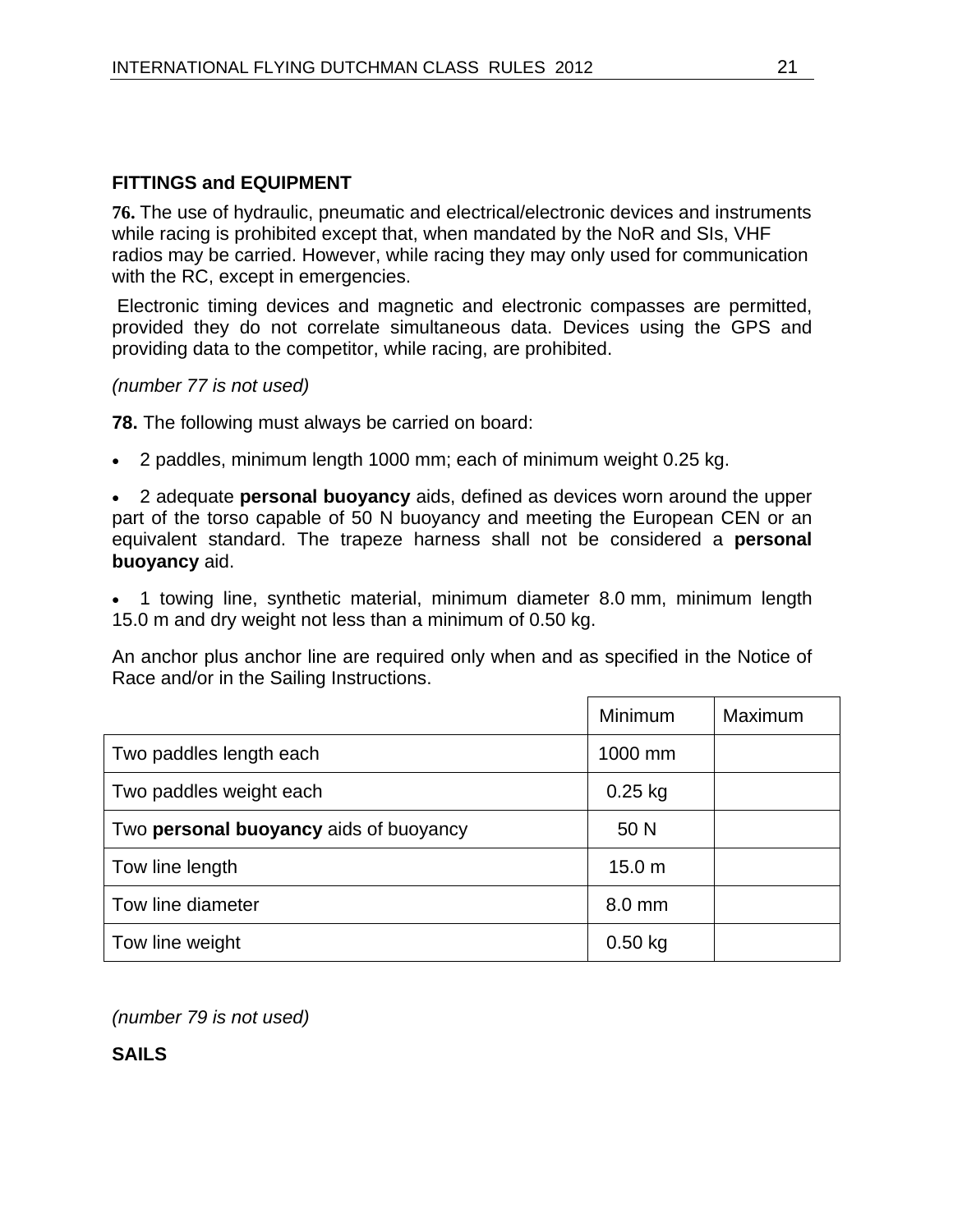## FITTINGS and EQUIPMENT

**76.** The use of hydraulic, pneumatic and electrical/electronic devices and instruments while racing is prohibited except that, when mandated by the NoR and SIs, VHF radios may be carried. However, while racing they may only used for communication with the RC, except in emergencies.

Electronic timing devices and magnetic and electronic compasses are permitted, provided they do not correlate simultaneous data. Devices using the GPS and providing data to the competitor, while racing, are prohibited.

*(number 77 is not used)*

**78.** The following must always be carried on board:

- 2 paddles, minimum length 1000 mm; each of minimum weight 0.25 kg.
- 2 adequate **personal buoyancy** aids, defined as devices worn around the upper part of the torso capable of 50 N buoyancy and meeting the European CEN or an equivalent standard. The trapeze harness shall not be considered a **personal buoyancy** aid.
- 1 towing line, synthetic material, minimum diameter 8.0 mm, minimum length 15.0 m and dry weight not less than a minimum of 0.50 kg.

An anchor plus anchor line are required only when and as specified in the Notice of Race and/or in the Sailing Instructions.

| | Minimum | Maximum |
|---|---|---|
| Two paddles length each | 1000 mm | |
| Two paddles weight each | 0.25 kg | |
| Two **personal buoyancy** aids of buoyancy | 50 N | |
| Tow line length | 15.0 m | |
| Tow line diameter | 8.0 mm | |
| Tow line weight | 0.50 kg | |

*(number 79 is not used)*

## SAILS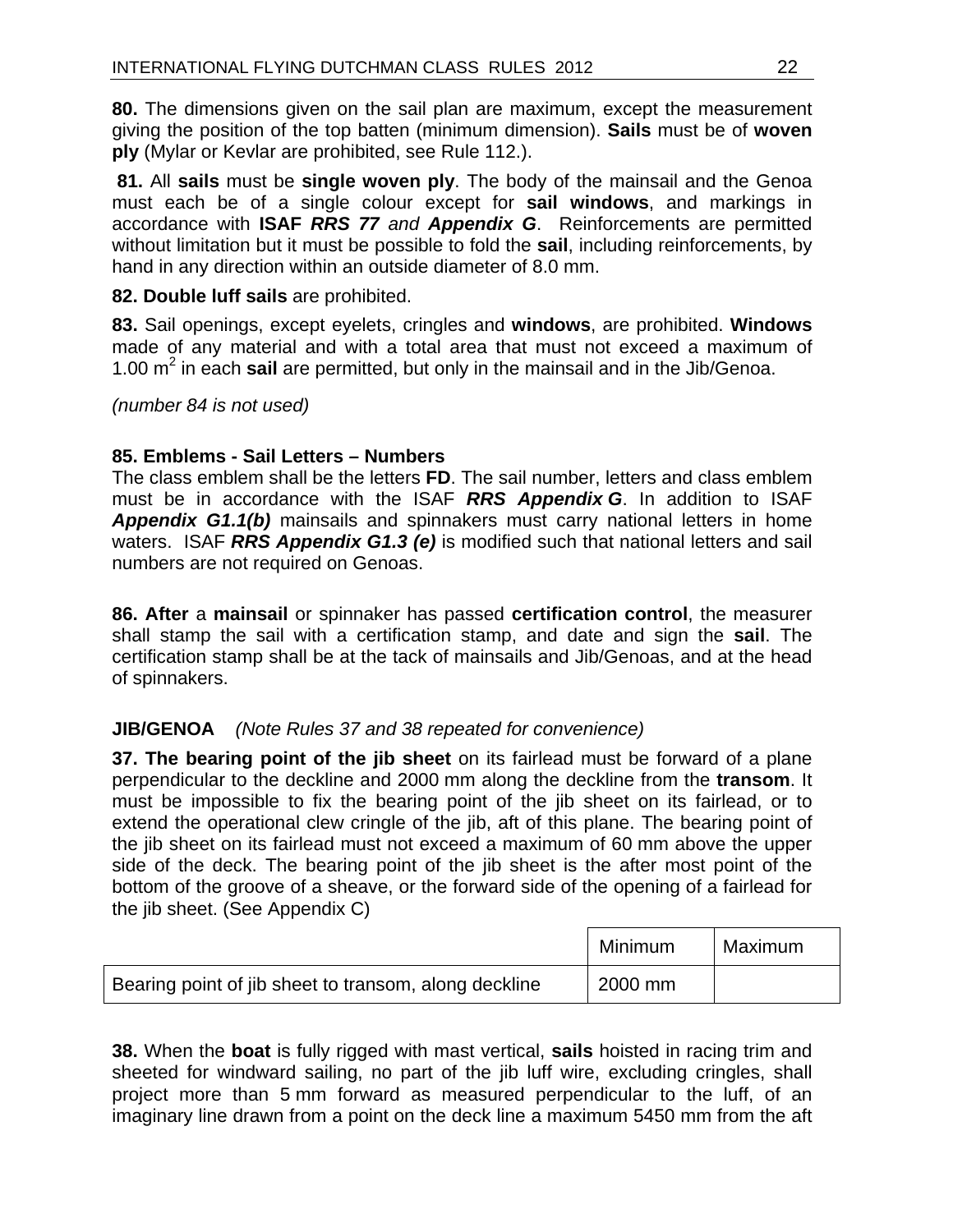**80.** The dimensions given on the sail plan are maximum, except the measurement giving the position of the top batten (minimum dimension). **Sails** must be of **woven ply** (Mylar or Kevlar are prohibited, see Rule 112.).

**81.** All **sails** must be **single woven ply**. The body of the mainsail and the Genoa must each be of a single colour except for **sail windows**, and markings in accordance with **ISAF** ***RRS 77*** *and* ***Appendix G***. Reinforcements are permitted without limitation but it must be possible to fold the **sail**, including reinforcements, by hand in any direction within an outside diameter of 8.0 mm.

**82. Double luff sails** are prohibited.

**83.** Sail openings, except eyelets, cringles and **windows**, are prohibited. **Windows** made of any material and with a total area that must not exceed a maximum of 1.00 $m^2$ in each **sail** are permitted, but only in the mainsail and in the Jib/Genoa.

*(number 84 is not used)*

**85. Emblems - Sail Letters – Numbers**

The class emblem shall be the letters **FD**. The sail number, letters and class emblem must be in accordance with the ISAF ***RRS Appendix G***. In addition to ISAF ***Appendix G1.1(b)*** mainsails and spinnakers must carry national letters in home waters. ISAF ***RRS Appendix G1.3 (e)*** is modified such that national letters and sail numbers are not required on Genoas.

**86. After** a **mainsail** or spinnaker has passed **certification control**, the measurer shall stamp the sail with a certification stamp, and date and sign the **sail**. The certification stamp shall be at the tack of mainsails and Jib/Genoas, and at the head of spinnakers.

**JIB/GENOA** *(Note Rules 37 and 38 repeated for convenience)*

**37. The bearing point of the jib sheet** on its fairlead must be forward of a plane perpendicular to the deckline and 2000 mm along the deckline from the **transom**. It must be impossible to fix the bearing point of the jib sheet on its fairlead, or to extend the operational clew cringle of the jib, aft of this plane. The bearing point of the jib sheet on its fairlead must not exceed a maximum of 60 mm above the upper side of the deck. The bearing point of the jib sheet is the after most point of the bottom of the groove of a sheave, or the forward side of the opening of a fairlead for the jib sheet. (See Appendix C)

| | Minimum | Maximum |
|---|---|---|
| Bearing point of jib sheet to transom, along deckline | 2000 mm | |

**38.** When the **boat** is fully rigged with mast vertical, **sails** hoisted in racing trim and sheeted for windward sailing, no part of the jib luff wire, excluding cringles, shall project more than 5 mm forward as measured perpendicular to the luff, of an imaginary line drawn from a point on the deck line a maximum 5450 mm from the aft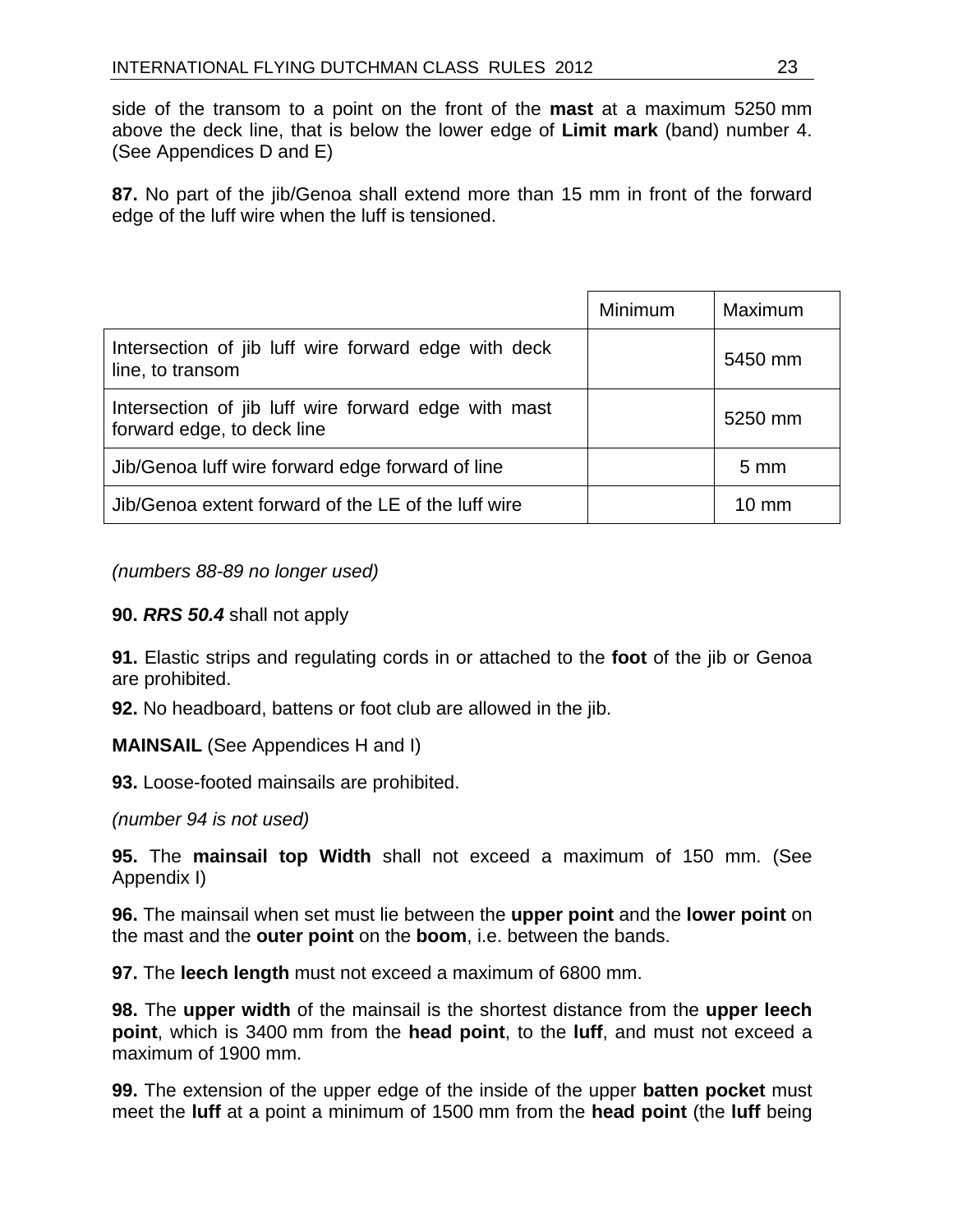side of the transom to a point on the front of the **mast** at a maximum 5250 mm above the deck line, that is below the lower edge of **Limit mark** (band) number 4. (See Appendices D and E)

**87.** No part of the jib/Genoa shall extend more than 15 mm in front of the forward edge of the luff wire when the luff is tensioned.

| | Minimum | Maximum |
|---|---|---|
| Intersection of jib luff wire forward edge with deck line, to transom | | 5450 mm |
| Intersection of jib luff wire forward edge with mast forward edge, to deck line | | 5250 mm |
| Jib/Genoa luff wire forward edge forward of line | | 5 mm |
| Jib/Genoa extent forward of the LE of the luff wire | | 10 mm |

*(numbers 88-89 no longer used)*

**90.** ***RRS 50.4*** shall not apply

**91.** Elastic strips and regulating cords in or attached to the **foot** of the jib or Genoa are prohibited.

**92.** No headboard, battens or foot club are allowed in the jib.

**MAINSAIL** (See Appendices H and I)

**93.** Loose-footed mainsails are prohibited.

*(number 94 is not used)*

**95.** The **mainsail top Width** shall not exceed a maximum of 150 mm. (See Appendix I)

**96.** The mainsail when set must lie between the **upper point** and the **lower point** on the mast and the **outer point** on the **boom**, i.e. between the bands.

**97.** The **leech length** must not exceed a maximum of 6800 mm.

**98.** The **upper width** of the mainsail is the shortest distance from the **upper leech point**, which is 3400 mm from the **head point**, to the **luff**, and must not exceed a maximum of 1900 mm.

**99.** The extension of the upper edge of the inside of the upper **batten pocket** must meet the **luff** at a point a minimum of 1500 mm from the **head point** (the **luff** being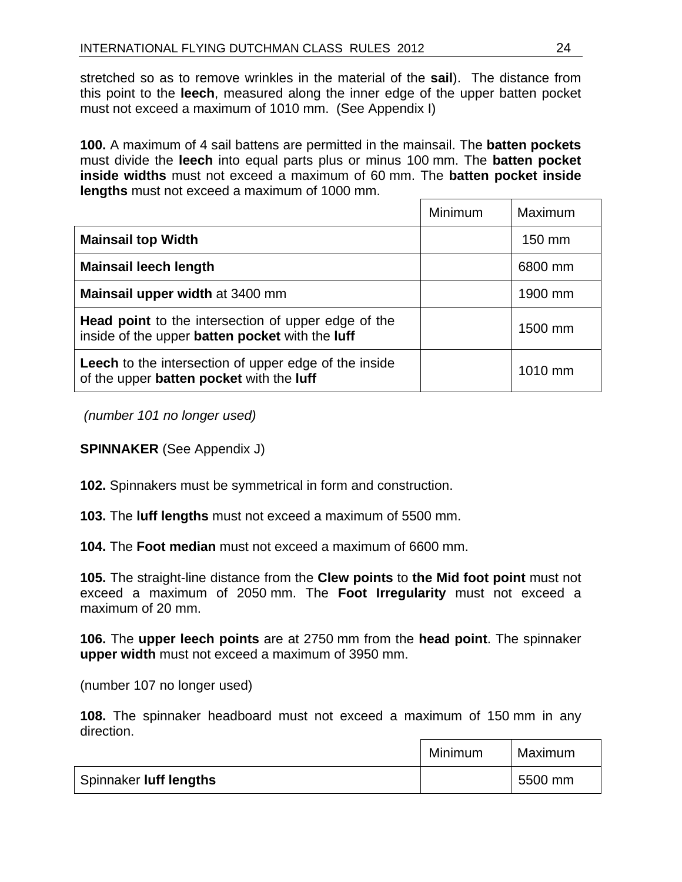stretched so as to remove wrinkles in the material of the **sail**). The distance from this point to the **leech**, measured along the inner edge of the upper batten pocket must not exceed a maximum of 1010 mm. (See Appendix I)

**100.** A maximum of 4 sail battens are permitted in the mainsail. The **batten pockets** must divide the **leech** into equal parts plus or minus 100 mm. The **batten pocket inside widths** must not exceed a maximum of 60 mm. The **batten pocket inside lengths** must not exceed a maximum of 1000 mm.

| | Minimum | Maximum |
|---|---|---|
| **Mainsail top Width** | | 150 mm |
| **Mainsail leech length** | | 6800 mm |
| **Mainsail upper width** at 3400 mm | | 1900 mm |
| **Head point** to the intersection of upper edge of the inside of the upper **batten pocket** with the **luff** | | 1500 mm |
| **Leech** to the intersection of upper edge of the inside of the upper **batten pocket** with the **luff** | | 1010 mm |

*(number 101 no longer used)*

**SPINNAKER** (See Appendix J)

**102.** Spinnakers must be symmetrical in form and construction.

**103.** The **luff lengths** must not exceed a maximum of 5500 mm.

**104.** The **Foot median** must not exceed a maximum of 6600 mm.

**105.** The straight-line distance from the **Clew points** to **the Mid foot point** must not exceed a maximum of 2050 mm. The **Foot Irregularity** must not exceed a maximum of 20 mm.

**106.** The **upper leech points** are at 2750 mm from the **head point**. The spinnaker **upper width** must not exceed a maximum of 3950 mm.

(number 107 no longer used)

**108.** The spinnaker headboard must not exceed a maximum of 150 mm in any direction.

| | Minimum | Maximum |
|---|---|---|
| Spinnaker **luff lengths** | | 5500 mm |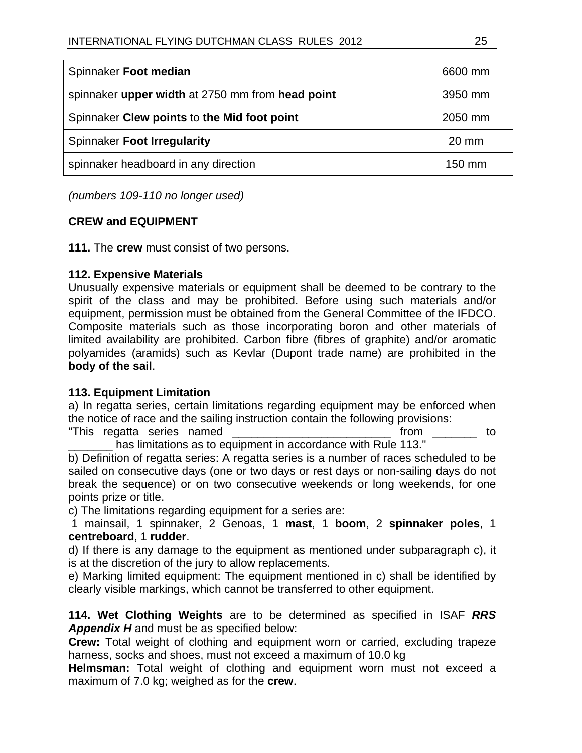| Spinnaker **Foot median** | | 6600 mm |
|---|---|---|
| spinnaker **upper width** at 2750 mm from **head point** | | 3950 mm |
| Spinnaker **Clew points** to **the Mid foot point** | | 2050 mm |
| Spinnaker **Foot Irregularity** | | 20 mm |
| spinnaker headboard in any direction | | 150 mm |

*(numbers 109-110 no longer used)*

**CREW and EQUIPMENT**

**111.** The **crew** must consist of two persons.

**112. Expensive Materials**
Unusually expensive materials or equipment shall be deemed to be contrary to the spirit of the class and may be prohibited. Before using such materials and/or equipment, permission must be obtained from the General Committee of the IFDCO. Composite materials such as those incorporating boron and other materials of limited availability are prohibited. Carbon fibre (fibres of graphite) and/or aromatic polyamides (aramids) such as Kevlar (Dupont trade name) are prohibited in the **body of the sail**.

**113. Equipment Limitation**
a) In regatta series, certain limitations regarding equipment may be enforced when the notice of race and the sailing instruction contain the following provisions:
"This regatta series named _________________________ from _______ to _______ has limitations as to equipment in accordance with Rule 113."
b) Definition of regatta series: A regatta series is a number of races scheduled to be sailed on consecutive days (one or two days or rest days or non-sailing days do not break the sequence) or on two consecutive weekends or long weekends, for one points prize or title.
c) The limitations regarding equipment for a series are:
1 mainsail, 1 spinnaker, 2 Genoas, 1 **mast**, 1 **boom**, 2 **spinnaker poles**, 1 **centreboard**, 1 **rudder**.
d) If there is any damage to the equipment as mentioned under subparagraph c), it is at the discretion of the jury to allow replacements.
e) Marking limited equipment: The equipment mentioned in c) shall be identified by clearly visible markings, which cannot be transferred to other equipment.

**114. Wet Clothing Weights** are to be determined as specified in ISAF ***RRS Appendix H*** and must be as specified below:
**Crew:** Total weight of clothing and equipment worn or carried, excluding trapeze harness, socks and shoes, must not exceed a maximum of 10.0 kg
**Helmsman:** Total weight of clothing and equipment worn must not exceed a maximum of 7.0 kg; weighed as for the **crew**.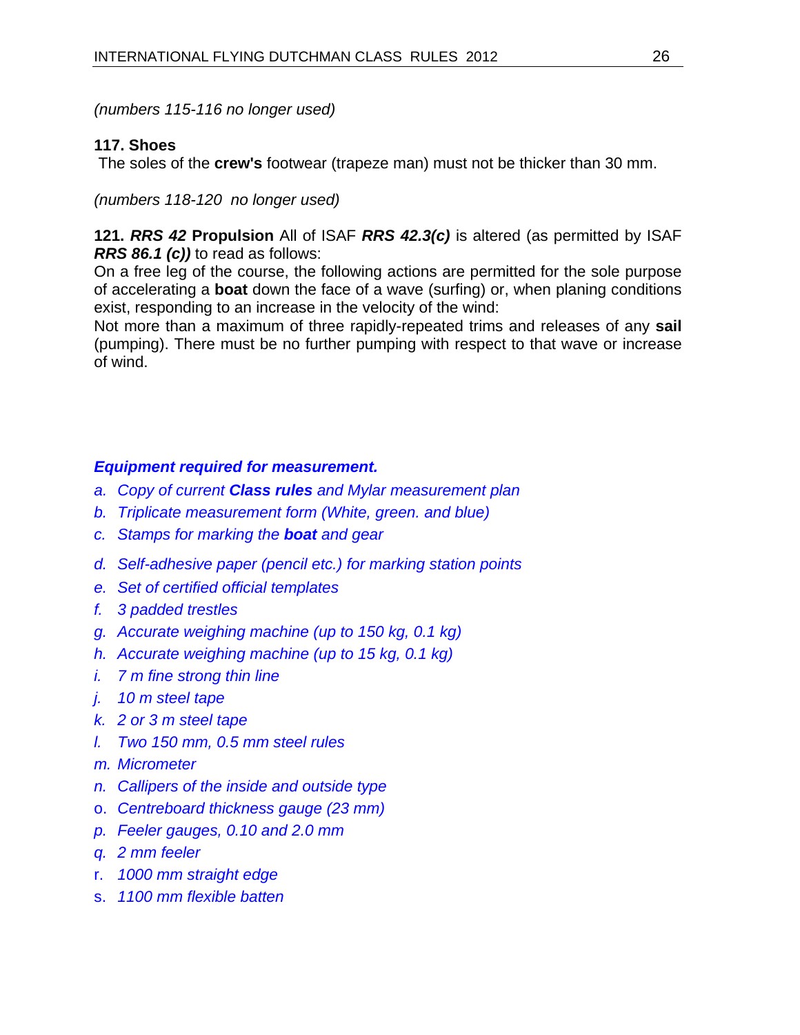*(numbers 115-116 no longer used)*

**117. Shoes**
The soles of the **crew's** footwear (trapeze man) must not be thicker than 30 mm.

*(numbers 118-120  no longer used)*

**121. *RRS 42* Propulsion** All of ISAF ***RRS 42.3(c)*** is altered (as permitted by ISAF ***RRS 86.1 (c))*** to read as follows:
On a free leg of the course, the following actions are permitted for the sole purpose of accelerating a **boat** down the face of a wave (surfing) or, when planing conditions exist, responding to an increase in the velocity of the wind:
Not more than a maximum of three rapidly-repeated trims and releases of any **sail** (pumping). There must be no further pumping with respect to that wave or increase of wind.

***Equipment required for measurement.***

*a. Copy of current **Class rules** and Mylar measurement plan*
*b. Triplicate measurement form (White, green. and blue)*
*c. Stamps for marking the **boat** and gear*
*d. Self-adhesive paper (pencil etc.) for marking station points*
*e. Set of certified official templates*
*f. 3 padded trestles*
*g. Accurate weighing machine (up to 150 kg, 0.1 kg)*
*h. Accurate weighing machine (up to 15 kg, 0.1 kg)*
*i. 7 m fine strong thin line*
*j. 10 m steel tape*
*k. 2 or 3 m steel tape*
*l. Two 150 mm, 0.5 mm steel rules*
*m. Micrometer*
*n. Callipers of the inside and outside type*
*o. Centreboard thickness gauge (23 mm)*
*p. Feeler gauges, 0.10 and 2.0 mm*
*q. 2 mm feeler*
*r. 1000 mm straight edge*
*s. 1100 mm flexible batten*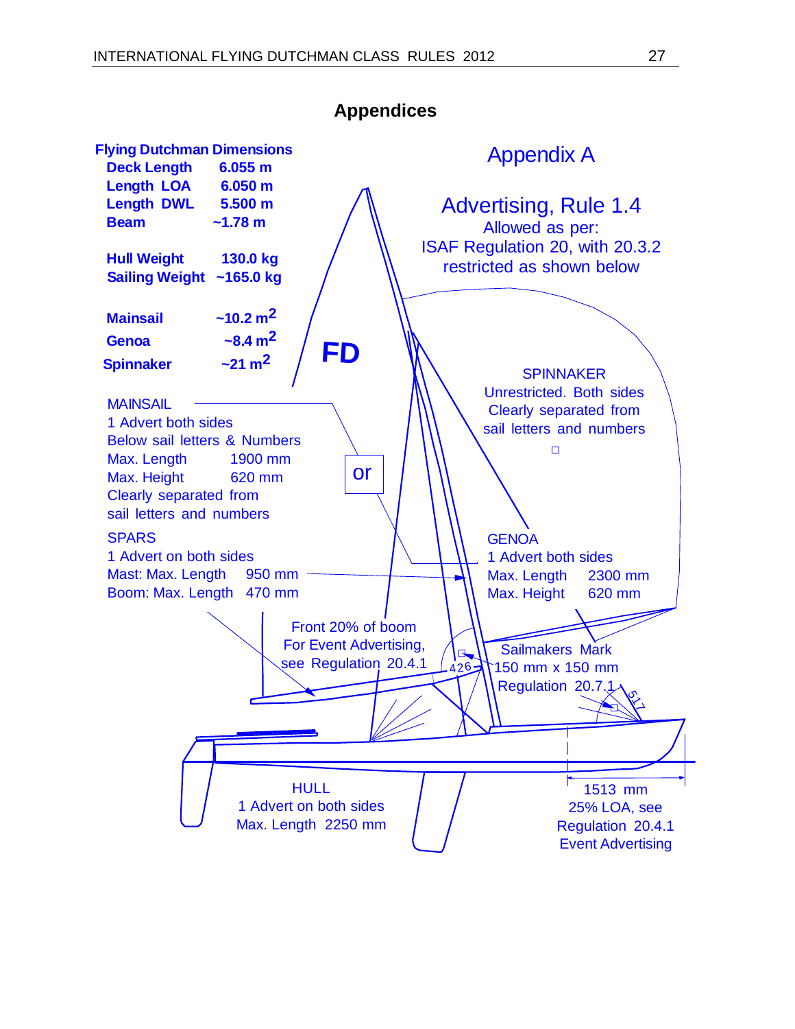# Appendices

## Appendix A

### Advertising, Rule 1.4

Allowed as per:
ISAF Regulation 20, with 20.3.2
restricted as shown below

**Flying Dutchman Dimensions**

| | |
|---|---|
| **Deck Length** | **6.055 m** |
| **Length LOA** | **6.050 m** |
| **Length DWL** | **5.500 m** |
| **Beam** | **~1.78 m** |
| **Hull Weight** | **130.0 kg** |
| **Sailing Weight** | **~165.0 kg** |
| **Mainsail** | **~10.2 m$^2$** |
| **Genoa** | **~8.4 m$^2$** |
| **Spinnaker** | **~21 m$^2$** |

**FD**

MAINSAIL
1 Advert both sides
Below sail letters & Numbers
Max. Length 1900 mm
Max. Height 620 mm
Clearly separated from
sail letters and numbers

or

SPARS
1 Advert on both sides
Mast: Max. Length 950 mm
Boom: Max. Length 470 mm

Front 20% of boom
For Event Advertising,
see Regulation 20.4.1

SPINNAKER
Unrestricted. Both sides
Clearly separated from
sail letters and numbers

GENOA
1 Advert both sides
Max. Length 2300 mm
Max. Height 620 mm

Sailmakers Mark
150 mm x 150 mm
Regulation 20.7.1

426

517

HULL
1 Advert on both sides
Max. Length 2250 mm

1513 mm
25% LOA, see
Regulation 20.4.1
Event Advertising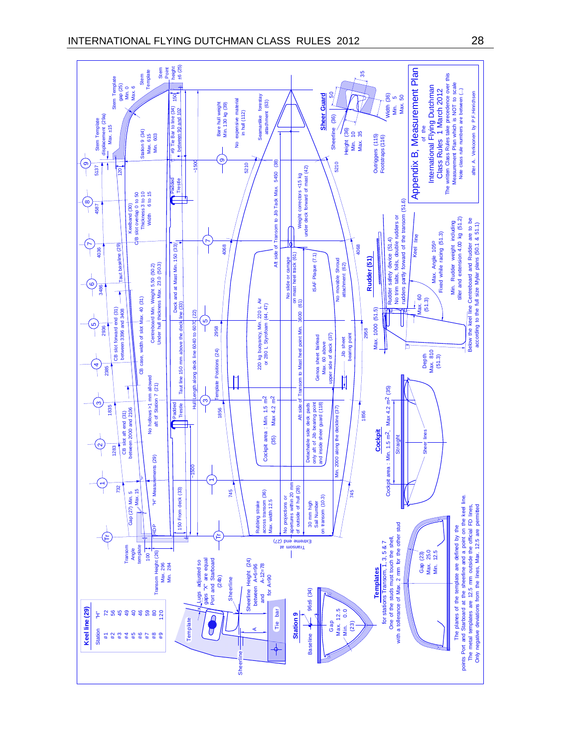# Appendix B, Measurement Plan

of the

International Flying Dutchman Class Rules 1 March 2012

The written Class Rules take precedence over this Measurement Plan which is NOT to scale

Note class rule numbers are between (...)

after A. Verkooren by P.F.Hinrichsen

## Keel line (29)

| Station | "H" |
|---|---|
| #1 | 72 |
| #2 | 56 |
| #3 | 45 |
| #4 | 49 |
| #5 | 40 |
| #6 | 46 |
| #7 | 59 |
| #8 | 80 |
| #9 | 120 |

Stations: Tr, 1 (732), 2 (1283), 3 (1835), 4 (2385), 5 (2936), 6 (3486), 7 (4036), 8 (4587), 9 (5137)

- Stem Template displacement (29a) Max. ±15
- Stem Template gap (25) Min. 0 Max. 6
- Stem Template
- Stem Point height ±6 (25)
- Station 9 (34) Max. 615 Min. 603
- #9 Tie Bar to line (34) between 90 and 102
- Keelband (30) C/B slot overlap 0 to 50 Thickness 3 to 10 Width 6 to 15
- Taut baseline (29)
- CB slot forward end (31) between 3396 and 3408
- CB slot aft end (31) between 2000 and 2106
- CB case, width of slot Max. 40 (31)
- No hollows >1 mm allowed aft of Station 7 (21)
- Centreboard Min. Weight 5.50 (50.2) Under hull thickness Max. 23.0 (50.3)
- "H" Measurements (29)
- Gap (27) Min. 5 Max. 15
- Transom Angle template
- Transom Height (26) Max. 296 Min. 284
- HDP
- 150 From deck (33)
- Padded Trestle
- Taut line 150 mm above the deck line (33)
- Deck and at Mast Min. 150 (33)
- Hull Length along deck line 6040 to 6070 (22)
- Template Positions (24)
- ~1500
- Bare hull weight Min. 130 kg (39)
- No expensive material in hull (112)
- Seamanlike forestay attachment (63)
- Aft side of Transom to Jib Tack Max. 5450 (38)
- Weight correctors <15 kg under deck forward of mast (42)
- No slide or carriage on mast heel track (61)
- Aft side of Transom to Mast heel point Min. 3600 (61)
- ISAF Plaque (7.1)
- No movable Shroud attachment (62)
- 220 kg buoyancy, Min. 220 L Air or 280 L Styrofoam (44, 47)
- Cockpit area : Min. 1.5 $m^2$ Max 4.2 $m^2$ (35)
- Genoa sheet fairlead Max. 60 above upper side of deck (37)
- Jib sheet bearing point
- Detachable side deck pads only aft of Jib bearing point and inside sheer guard (118)
- Min. 2000 along the deckline (37)
- Rubbing strake across transom (36) Max. width 12.5
- No projections or apertures within 20 mm of outside of hull (28)
- 30 mm high Sail Number on transom (10.3)
- Transom at Extreme end (27)
- Outriggers (115) Footstraps (116)

## Sheer Guard

- Sheerline (36)
- Height (36) Min. 10 Max. 35
- Width (36) Min. 5 Max. 50

## Rudder (51)

- Rudder safety device (51.4)
- No trim tabs, foils, double rudders or rudders partly forward of the transom (51.6)
- Max. 1000 (51.5)
- Max. 60 (51.3)
- Depth Max. 810 (51.3)
- Keel line
- Max. Angle 105°
- Fixed while racing (51.3)
- Min. Rudder weight including tiller and extension 4.00 kg (51.2)
- Below the keel line Centreboard and Rudder are to be according to the full size Mylar plans (50.1 & 51.1)

## Cockpit

Cockpit area : Min. 1.5 $m^2$, Max 4.2 $m^2$ (35)

Straight — Sheer lines

## Station 9

- Baseline
- 96±6 (34)
- Gap Max. 12.5 Min. 0.0 (23)

- Template
- Lugs adjusted so gaps "X" are equal Port and Starboard (24b)
- Sheerline
- Sheerline Height (24) between A+6=96 and A-12=78 for A=90
- Tie bar

## Templates

for stations Transom, 1, 3, 5 & 7

One of the studs must touch the shell, with a tolerance of Max. 2 mm for the other stud

Gap (23) Max. 25.0 Min. 12.5

The planes of the template are defined by the points Port and Starboard at the sheerline and a point on the keel line.

The metal templates are 12.5 mm outside the official FD lines,

Only negative deviations from the lines, Max. 12.5 are permitted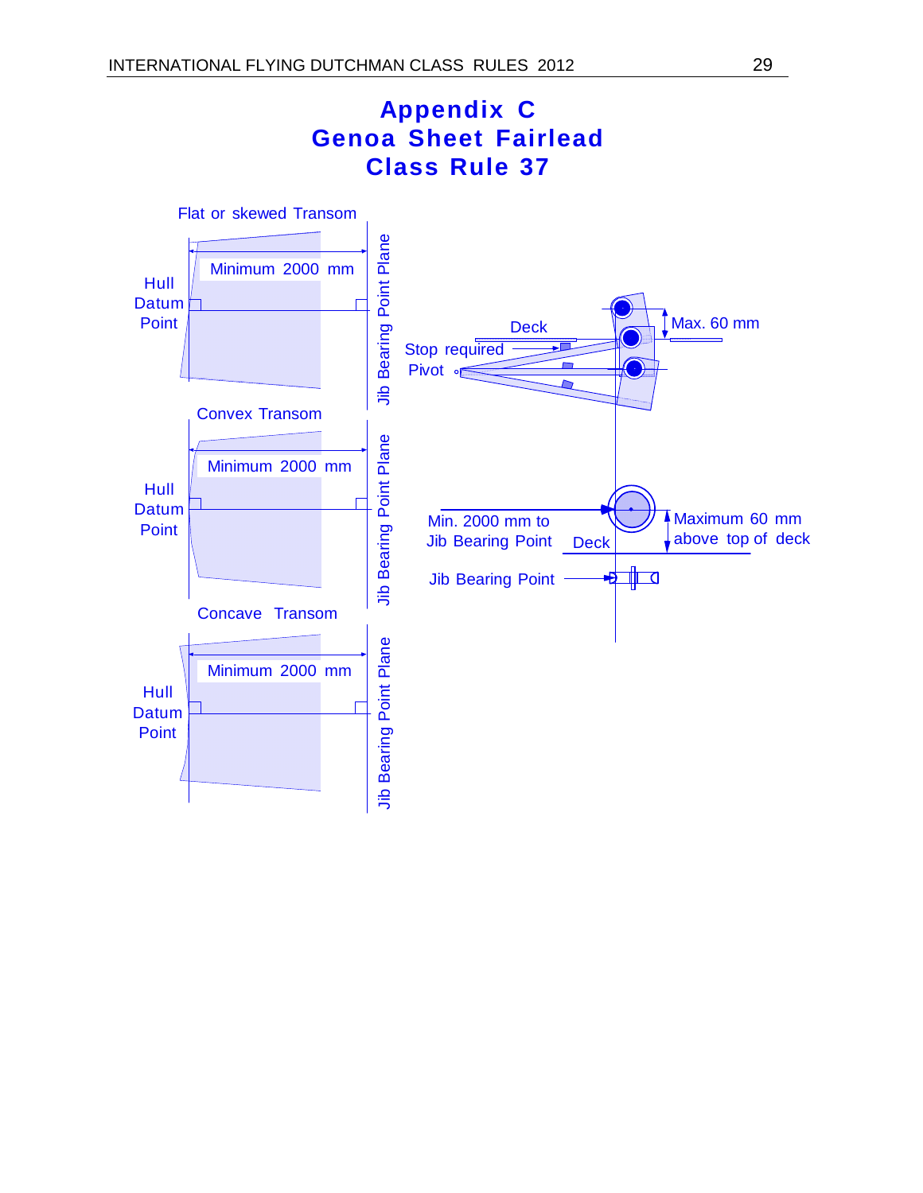# Appendix C
# Genoa Sheet Fairlead
# Class Rule 37

Flat or skewed Transom

Hull Datum Point

Minimum 2000 mm

Jib Bearing Point Plane

Convex Transom

Hull Datum Point

Minimum 2000 mm

Jib Bearing Point Plane

Concave Transom

Hull Datum Point

Minimum 2000 mm

Jib Bearing Point Plane

Deck

Stop required

Pivot

Max. 60 mm

Min. 2000 mm to Jib Bearing Point

Deck

Maximum 60 mm above top of deck

Jib Bearing Point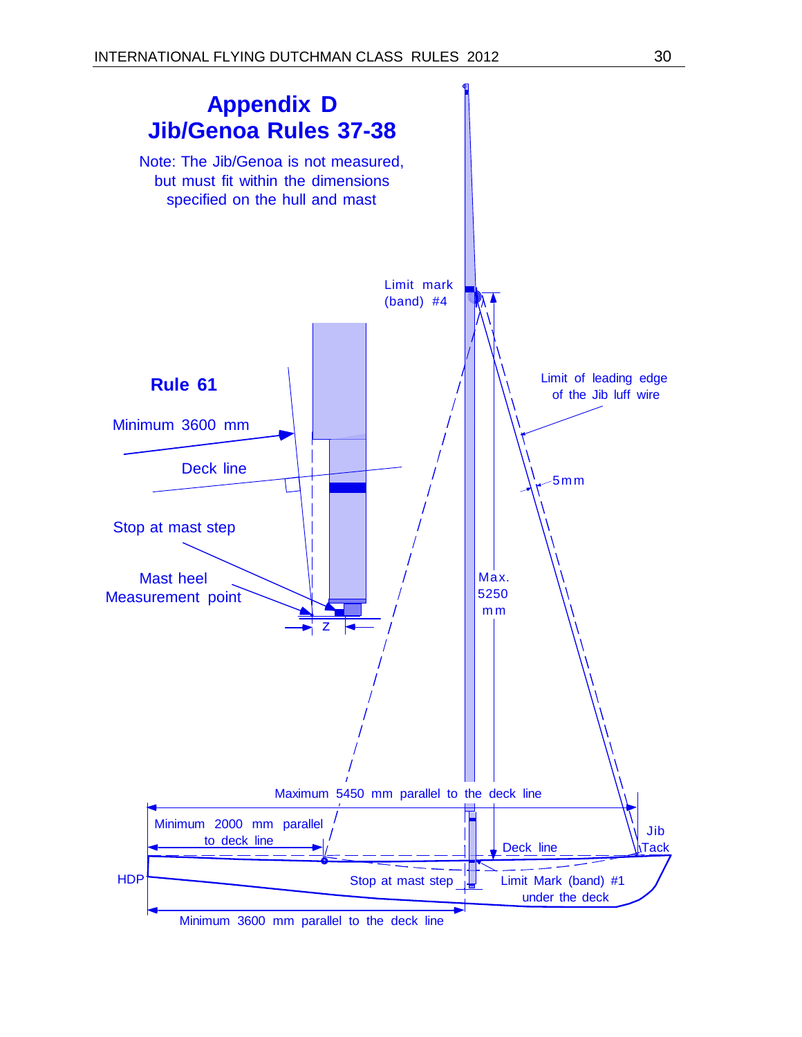# Appendix D
# Jib/Genoa Rules 37-38

Note: The Jib/Genoa is not measured, but must fit within the dimensions specified on the hull and mast

Limit mark (band) #4

**Rule 61**

Minimum 3600 mm

Deck line

Stop at mast step

Mast heel Measurement point

Z

Limit of leading edge of the Jib luff wire

5mm

Max. 5250 mm

Maximum 5450 mm parallel to the deck line

Minimum 2000 mm parallel to deck line

Jib Tack

Deck line

HDP

Stop at mast step

Limit Mark (band) #1 under the deck

Minimum 3600 mm parallel to the deck line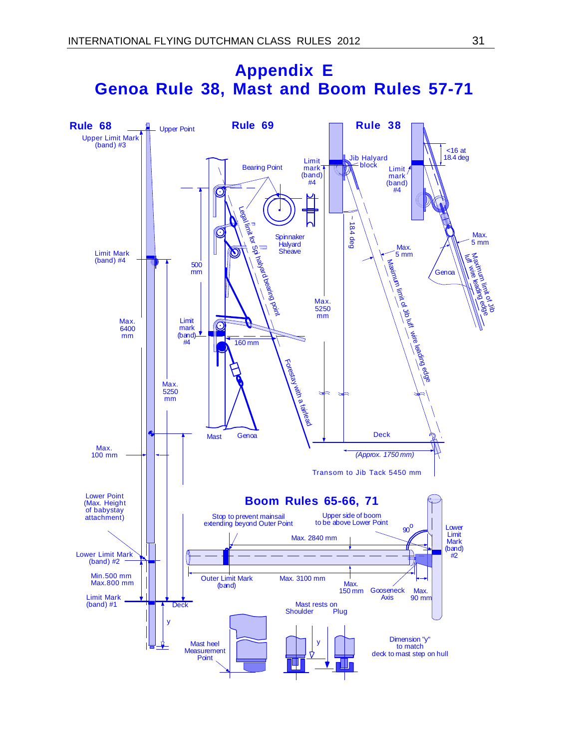# Appendix E
# Genoa Rule 38, Mast and Boom Rules 57-71

## Rule 68

Upper Point

Upper Limit Mark (band) #3

Limit Mark (band) #4

Max. 6400 mm

Max. 5250 mm

Max. 100 mm

Lower Point (Max. Height of babystay attachment)

Lower Limit Mark (band) #2

Min.500 mm Max.800 mm

Limit Mark (band) #1

Deck

y

## Rule 69

Bearing Point

Spinnaker Halyard Sheave

Legal limit for Spi halyard bearing point

500 mm

Limit mark (band) #4

160 mm

Forestay with a fairlead

Mast

Genoa

## Rule 38

Limit mark (band) #4

Jib Halyard block

~ 18.4 deg

Max. 5250 mm

Max. 5 mm

Maximum limit of Jib luff wire leading edge

Deck

(Approx. 1750 mm)

Transom to Jib Tack 5450 mm

<16 at 18.4 deg

Limit mark (band) #4

Max. 5 mm

Genoa

Maximum limit of Jib luff wire leading edge

## Boom Rules 65-66, 71

Stop to prevent mainsail extending beyond Outer Point

Upper side of boom to be above Lower Point

90°

Max. 2840 mm

Lower Limit Mark (band) #2

Outer Limit Mark (band)

Max. 3100 mm

Max. 150 mm

Gooseneck Axis

Max. 90 mm

Mast heel Measurement Point

Mast rests on Shoulder Plug

y

Dimension "y" to match deck to mast step on hull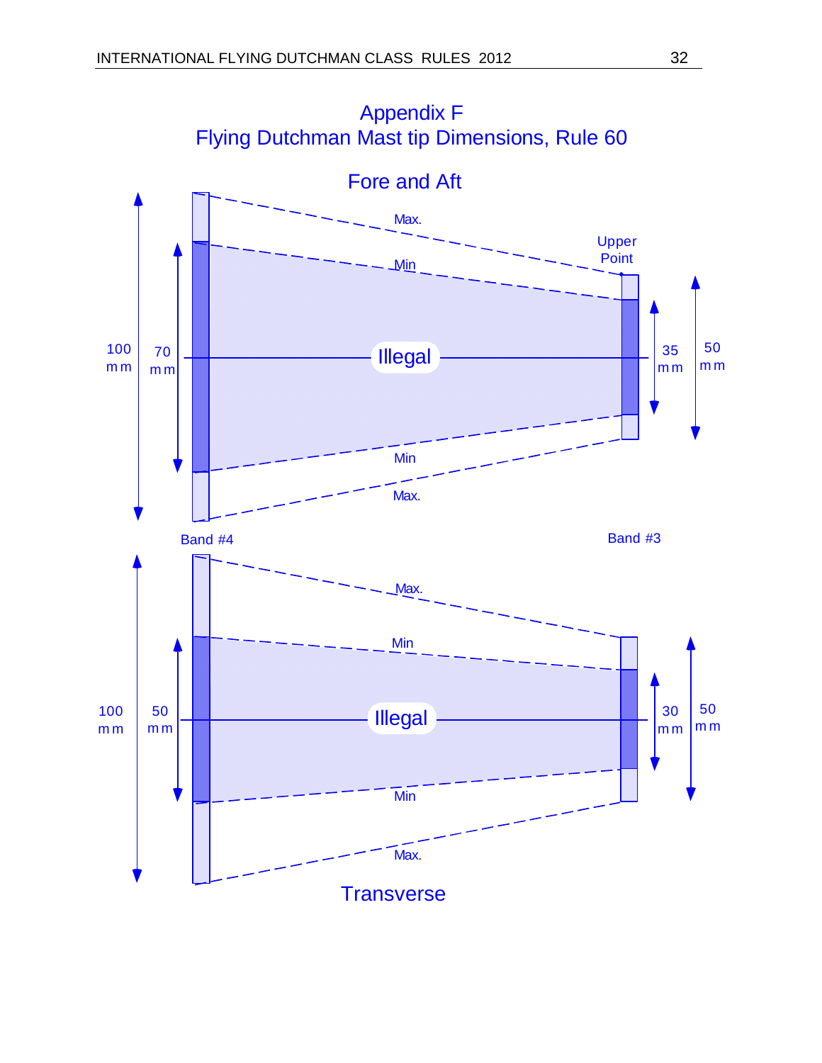# Appendix F

## Flying Dutchman Mast tip Dimensions, Rule 60

### Fore and Aft

Max.

Upper Point

Min

100 mm

70 mm

Illegal

35 mm

50 mm

Min

Max.

Band #4

Band #3

Max.

Min

100 mm

50 mm

Illegal

30 mm

50 mm

Min

Max.

### Transverse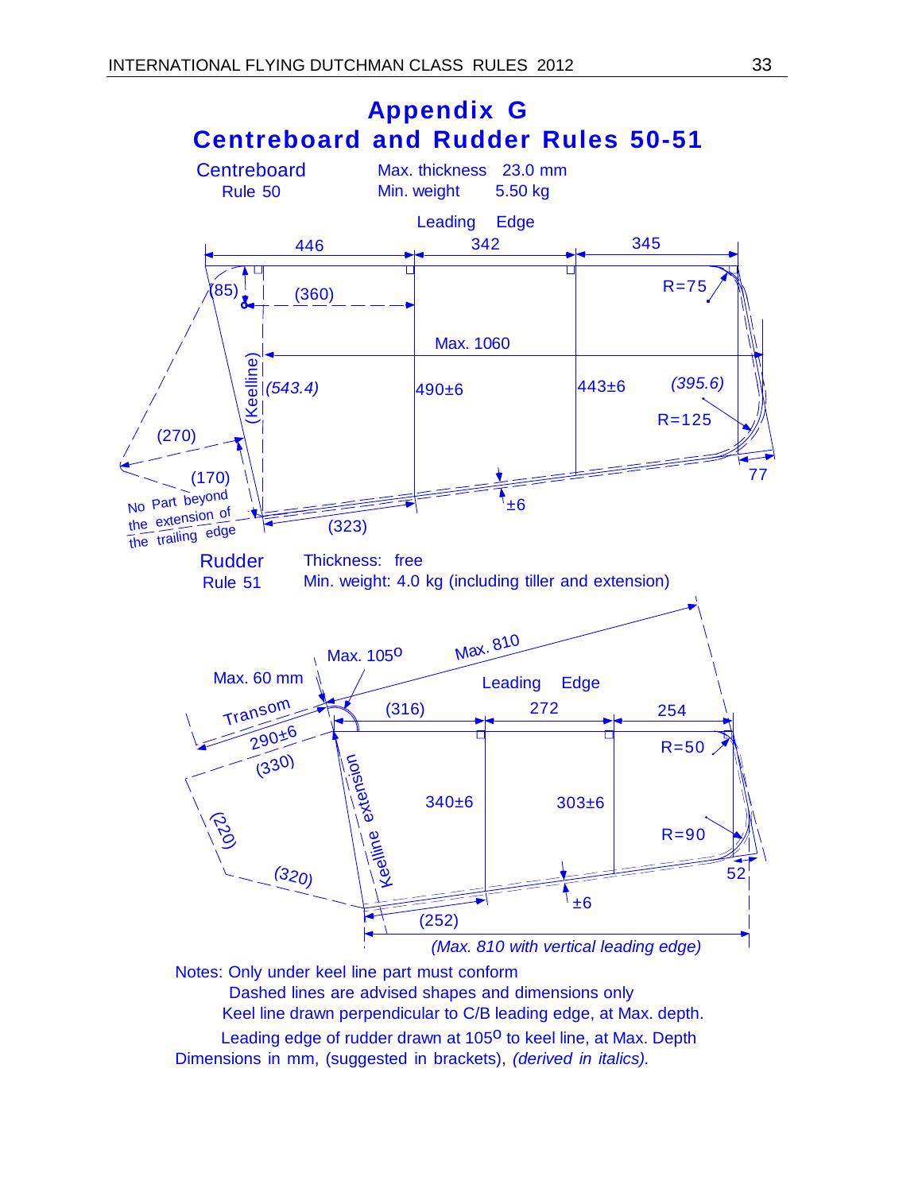# Appendix G
## Centreboard and Rudder Rules 50-51

**Centreboard**
Rule 50

Max. thickness 23.0 mm
Min. weight 5.50 kg

Leading Edge

446 — 342 — 345

(85) (360) R=75

Max. 1060

(Keelline) *(543.4)* 490±6 443±6 *(395.6)*

(270) R=125

(170) ±6 77

No Part beyond the extension of the trailing edge

(323)

**Rudder**
Rule 51

Thickness: free
Min. weight: 4.0 kg (including tiller and extension)

Max. 105° Max. 810

Max. 60 mm Leading Edge

Transom (316) 272 254

290±6 R=50

(330)

Keelline extension 340±6 303±6

(220) R=90

*(320)* 52

±6

(252)

*(Max. 810 with vertical leading edge)*

Notes: Only under keel line part must conform
Dashed lines are advised shapes and dimensions only
Keel line drawn perpendicular to C/B leading edge, at Max. depth.
Leading edge of rudder drawn at 105° to keel line, at Max. Depth
Dimensions in mm, (suggested in brackets), *(derived in italics).*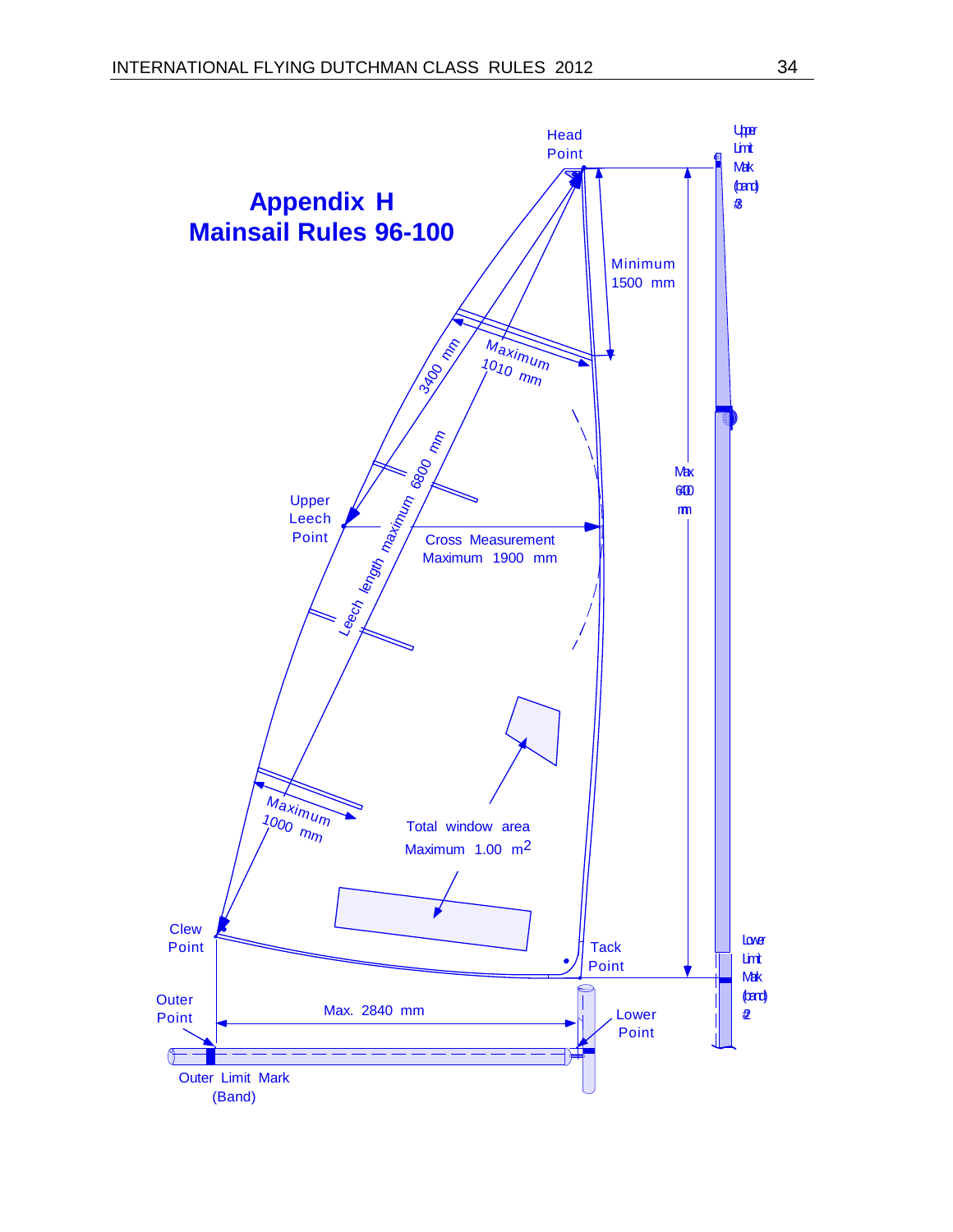# Appendix H
# Mainsail Rules 96-100

Head Point

Upper Limit Mark (band) #3

Minimum 1500 mm

3400 mm

Maximum 1010 mm

Leech length maximum 6800 mm

Max 6400 mm

Upper Leech Point

Cross Measurement Maximum 1900 mm

Maximum 1000 mm

Total window area Maximum 1.00 $m^2$

Clew Point

Tack Point

Lower Limit Mark (band) #2

Outer Point

Max. 2840 mm

Lower Point

Outer Limit Mark (Band)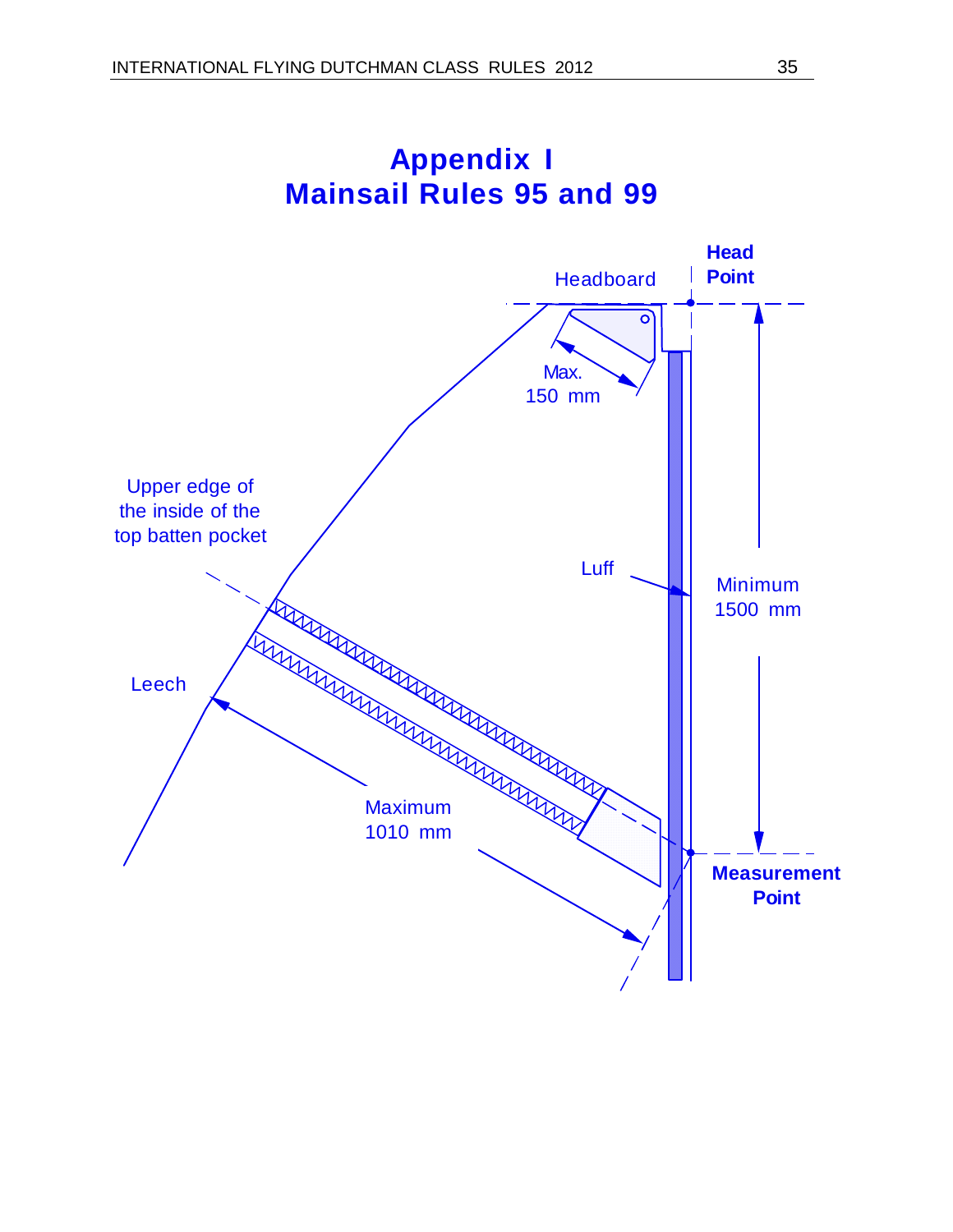# Appendix I
# Mainsail Rules 95 and 99

Headboard

Head Point

Max. 150 mm

Upper edge of the inside of the top batten pocket

Luff

Minimum 1500 mm

Leech

Maximum 1010 mm

Measurement Point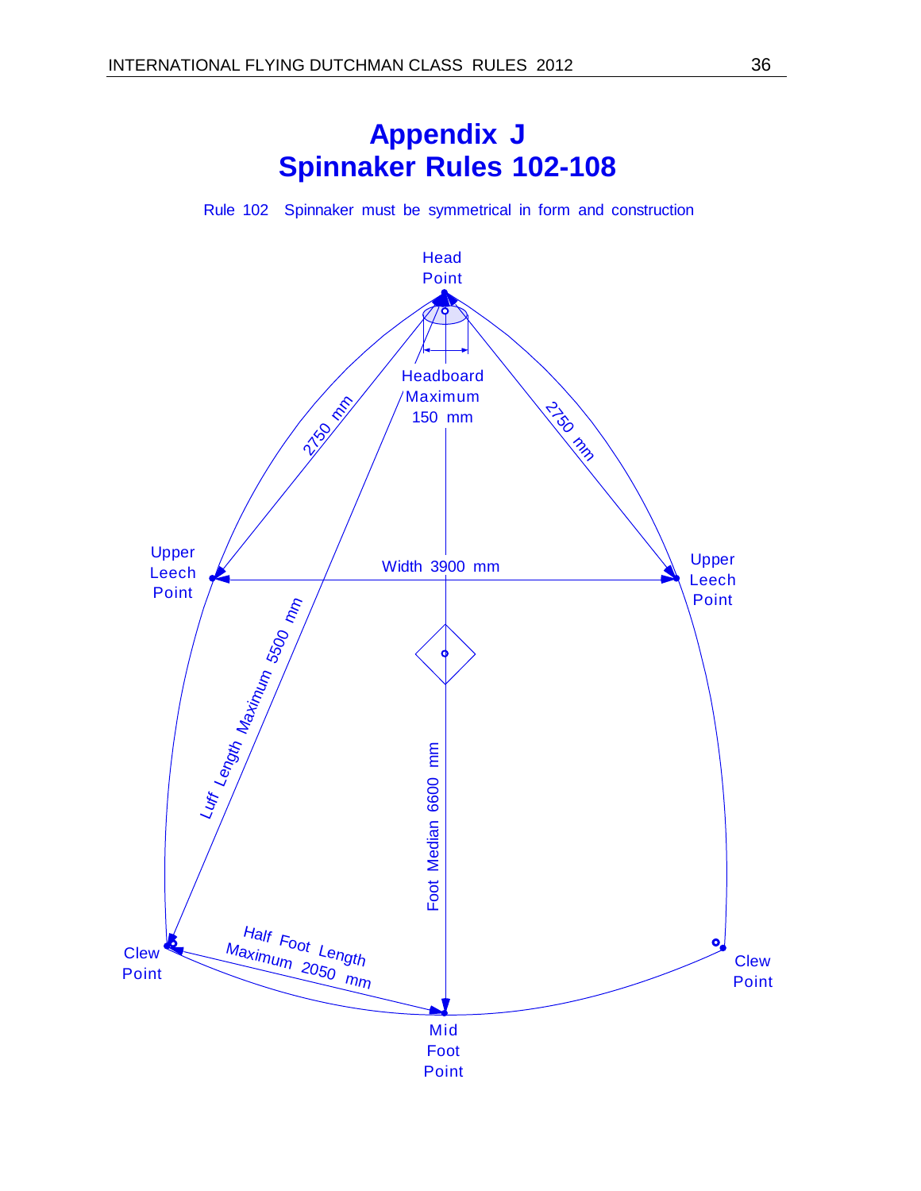# Appendix J
# Spinnaker Rules 102-108

Rule 102 Spinnaker must be symmetrical in form and construction

Head Point

Headboard Maximum 150 mm

2750 mm

2750 mm

Upper Leech Point

Width 3900 mm

Upper Leech Point

Luff Length Maximum 5500 mm

Foot Median 6600 mm

Clew Point

Half Foot Length Maximum 2050 mm

Clew Point

Mid Foot Point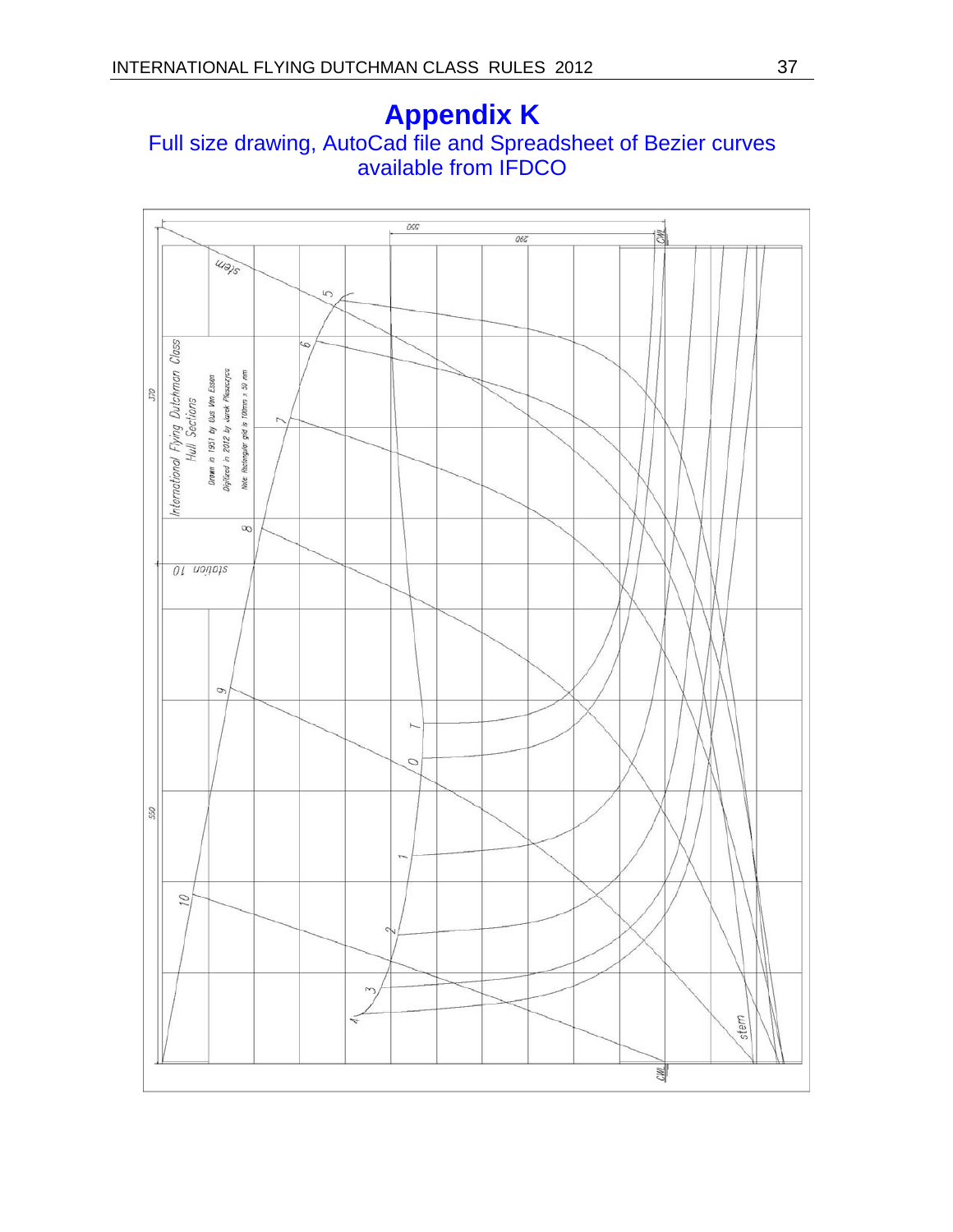# Appendix K

Full size drawing, AutoCad file and Spreadsheet of Bezier curves available from IFDCO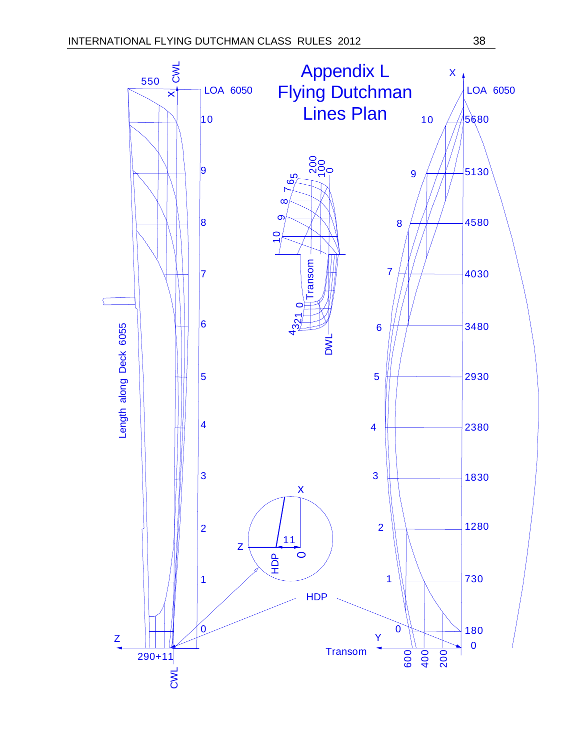# Appendix L
# Flying Dutchman
# Lines Plan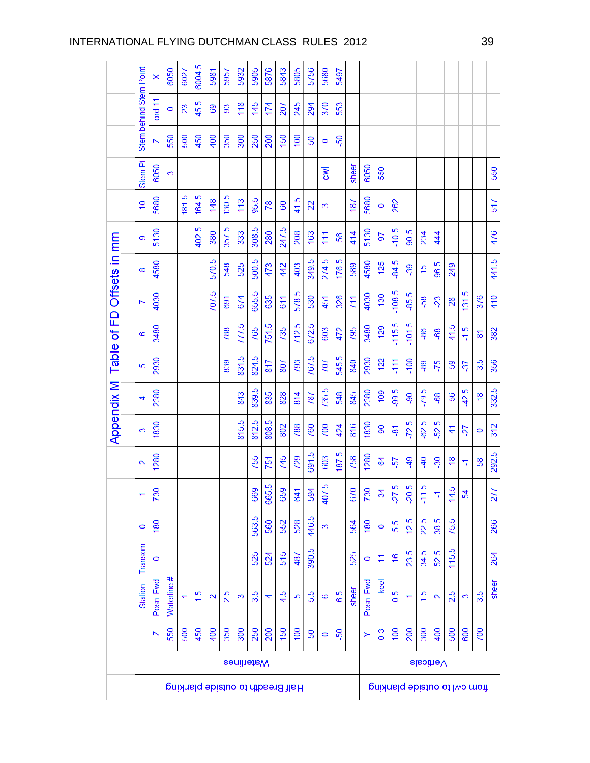# Appendix M Table of FD Offsets in mm

| | | | Station | Transom | 0 | 1 | 2 | 3 | 4 | 5 | 6 | 7 | 8 | 9 | 10 | Stem Pt | Stem behind Stem Point | | |
|---|---|---|---|---|---|---|---|---|---|---|---|---|---|---|---|---|---|---|---|
| Half Breadth to outside planking | Waterlines | Z | Posn. Fwd. | 0 | 180 | 730 | 1280 | 1830 | 2380 | 2930 | 3480 | 4030 | 4580 | 5130 | 5680 | 6050 | Z | ord 11 | X |
| | | 550 | Waterline # | | | | | | | | | | | | | 3 | 550 | 0 | 6050 |
| | | 500 | 1 | | | | | | | | | | | | 181.5 | | 500 | 23 | 6027 |
| | | 450 | 1.5 | | | | | | | | | | | 402.5 | 164.5 | | 450 | 45.5 | 6004.5 |
| | | 400 | 2 | | | | | | | | | 707.5 | 570.5 | 380 | 148 | | 400 | 69 | 5981 |
| | | 350 | 2.5 | | | | | | | 839 | 788 | 691 | 548 | 357.5 | 130.5 | | 350 | 93 | 5957 |
| | | 300 | 3 | | | | | 815.5 | 843 | 831.5 | 777.5 | 674 | 525 | 333 | 113 | | 300 | 118 | 5932 |
| | | 250 | 3.5 | 525 | 563.5 | 669 | 755 | 812.5 | 839.5 | 824.5 | 765 | 655.5 | 500.5 | 308.5 | 95.5 | | 250 | 145 | 5905 |
| | | 200 | 4 | 524 | 560 | 665.5 | 751 | 808.5 | 835 | 817 | 751.5 | 635 | 473 | 280 | 78 | | 200 | 174 | 5876 |
| | | 150 | 4.5 | 515 | 552 | 659 | 745 | 802 | 828 | 807 | 735 | 611 | 442 | 247.5 | 60 | | 150 | 207 | 5843 |
| | | 100 | 5 | 487 | 528 | 641 | 729 | 788 | 814 | 793 | 712.5 | 578.5 | 403 | 208 | 41.5 | | 100 | 245 | 5805 |
| | | 50 | 5.5 | 390.5 | 446.5 | 594 | 691.5 | 760 | 787 | 767.5 | 672.5 | 530 | 349.5 | 163 | 22 | | 50 | 294 | 5756 |
| | | 0 | 6 | | 3 | 407.5 | 603 | 700 | 735.5 | 707 | 603 | 451 | 274.5 | 111 | 3 | cwl | 0 | 370 | 5680 |
| | | -50 | 6.5 | | | | 187.5 | 424 | 548 | 545.5 | 472 | 326 | 176.5 | 56 | | | -50 | 553 | 5497 |
| | | | sheer | 525 | 564 | 670 | 758 | 816 | 845 | 840 | 795 | 711 | 589 | 414 | 187 | sheer | | | |
| from cwl to outside planking | Verticals | Y | Posn. Fwd. | 0 | 180 | 730 | 1280 | 1830 | 2380 | 2930 | 3480 | 4030 | 4580 | 5130 | 5680 | 6050 | | | |
| | | 0-3 | keel | 11 | 0 | -34 | -64 | -90 | -109 | -122 | -129 | -130 | -125 | -97 | 0 | 550 | | | |
| | | 100 | 0.5 | 16 | 5.5 | -27.5 | -57 | -81 | -99.5 | -111 | -115.5 | -108.5 | -84.5 | -10.5 | 262 | | | | |
| | | 200 | 1 | 23.5 | 12.5 | -20.5 | -49 | -72.5 | -90 | -100 | -101.5 | -85.5 | -39 | 90.5 | | | | | |
| | | 300 | 1.5 | 34.5 | 22.5 | -11.5 | -40 | -62.5 | -79.5 | -89 | -86 | -58 | 15 | 234 | | | | | |
| | | 400 | 2 | 52.5 | 38.5 | -1 | -30 | -52.5 | -68 | -75 | -68 | -23 | 96.5 | 444 | | | | | |
| | | 500 | 2.5 | 115.5 | 75.5 | 14.5 | -18 | -41 | -56 | -59 | -41.5 | 28 | 249 | | | | | | |
| | | 600 | 3 | | | 54 | -1 | -27 | -42.5 | -37 | -1.5 | 131.5 | | | | | | | |
| | | 700 | 3.5 | | | | 58 | 0 | -18 | -3.5 | 81 | 376 | | | | | | | |
| | | | sheer | 264 | 266 | 277 | 292.5 | 312 | 332.5 | 356 | 382 | 410 | 441.5 | 476 | 517 | 550 | | | |